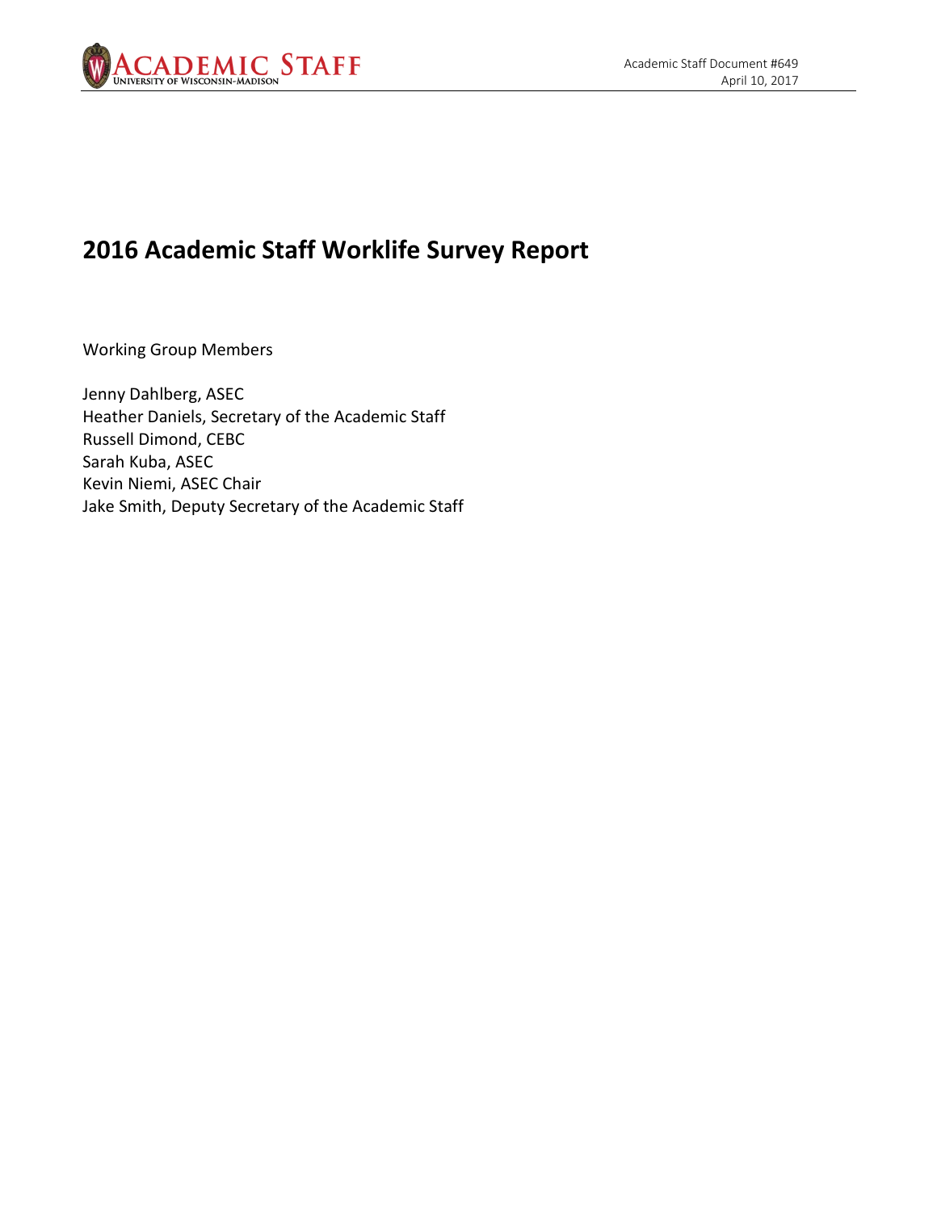# 2016 Academic Staff Worklife Survey Report

Academic Staff Document #649
April 10, 2017

Working Group Members

Jenny Dahlberg, ASEC
Heather Daniels, Secretary of the Academic Staff
Russell Dimond, CEBC
Sarah Kuba, ASEC
Kevin Niemi, ASEC Chair
Jake Smith, Deputy Secretary of the Academic Staff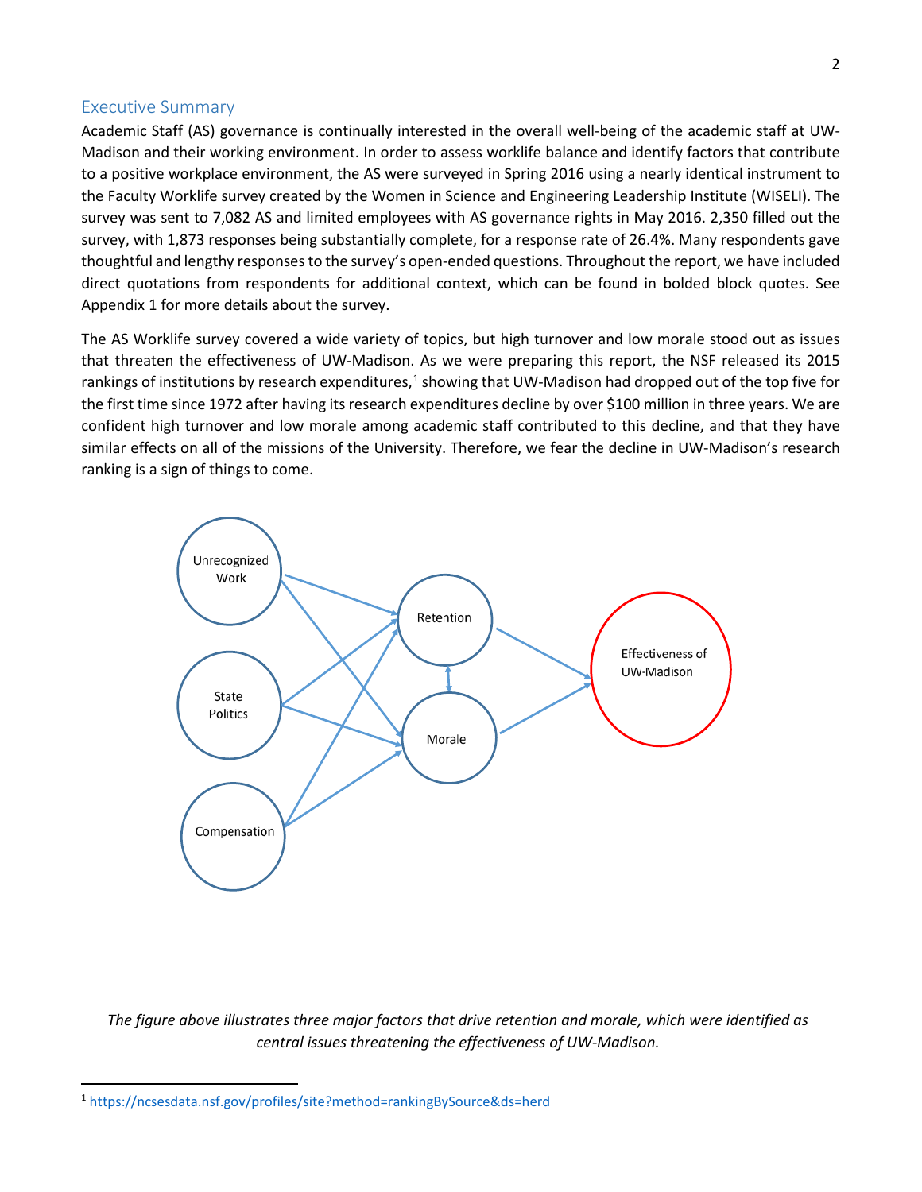## Executive Summary

Academic Staff (AS) governance is continually interested in the overall well-being of the academic staff at UW-Madison and their working environment. In order to assess worklife balance and identify factors that contribute to a positive workplace environment, the AS were surveyed in Spring 2016 using a nearly identical instrument to the Faculty Worklife survey created by the Women in Science and Engineering Leadership Institute (WISELI). The survey was sent to 7,082 AS and limited employees with AS governance rights in May 2016. 2,350 filled out the survey, with 1,873 responses being substantially complete, for a response rate of 26.4%. Many respondents gave thoughtful and lengthy responses to the survey's open-ended questions. Throughout the report, we have included direct quotations from respondents for additional context, which can be found in bolded block quotes. See Appendix 1 for more details about the survey.

The AS Worklife survey covered a wide variety of topics, but high turnover and low morale stood out as issues that threaten the effectiveness of UW-Madison. As we were preparing this report, the NSF released its 2015 rankings of institutions by research expenditures,[1] showing that UW-Madison had dropped out of the top five for the first time since 1972 after having its research expenditures decline by over $100 million in three years. We are confident high turnover and low morale among academic staff contributed to this decline, and that they have similar effects on all of the missions of the University. Therefore, we fear the decline in UW-Madison's research ranking is a sign of things to come.

*The figure above illustrates three major factors that drive retention and morale, which were identified as central issues threatening the effectiveness of UW-Madison.*

[1] https://ncsesdata.nsf.gov/profiles/site?method=rankingBySource&ds=herd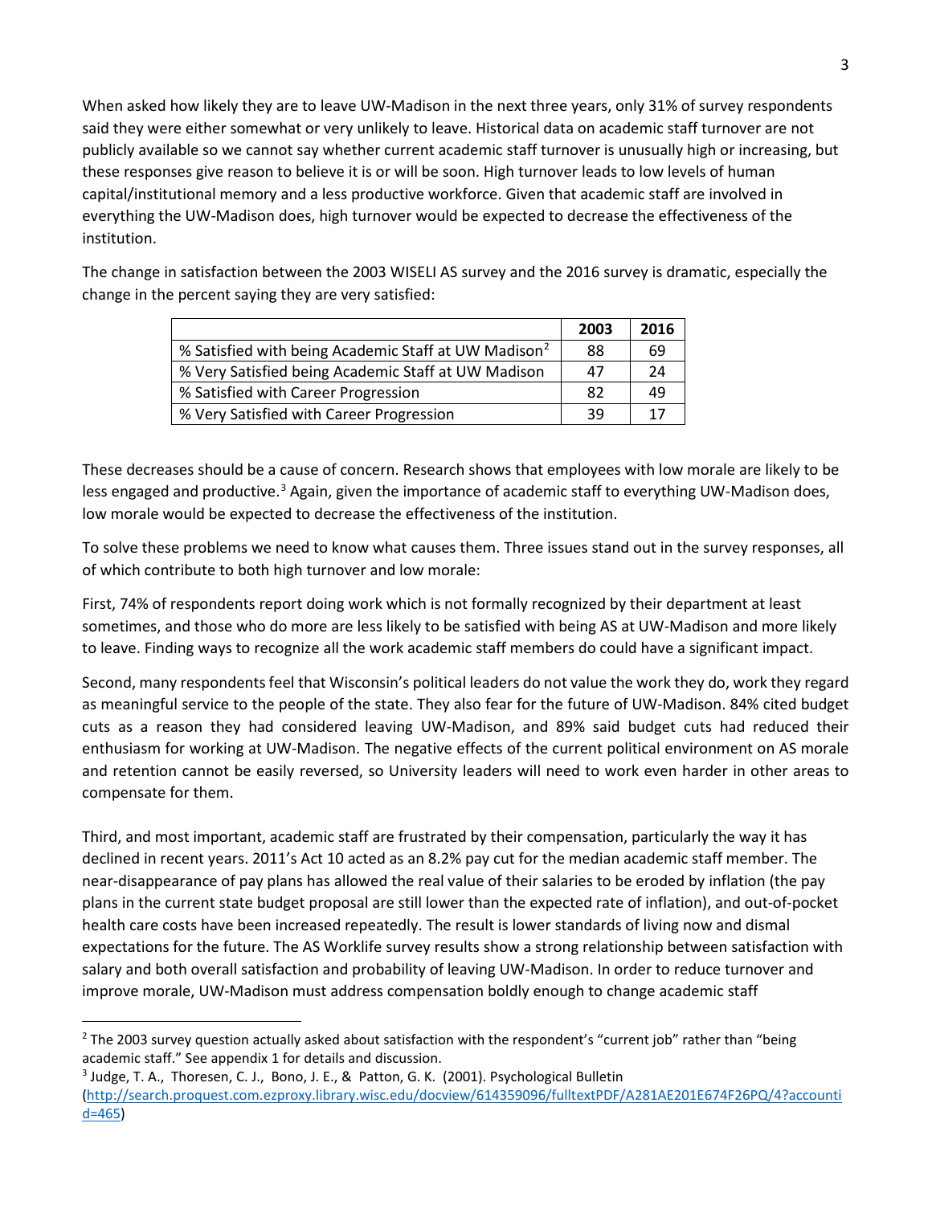When asked how likely they are to leave UW-Madison in the next three years, only 31% of survey respondents said they were either somewhat or very unlikely to leave. Historical data on academic staff turnover are not publicly available so we cannot say whether current academic staff turnover is unusually high or increasing, but these responses give reason to believe it is or will be soon. High turnover leads to low levels of human capital/institutional memory and a less productive workforce. Given that academic staff are involved in everything the UW-Madison does, high turnover would be expected to decrease the effectiveness of the institution.

The change in satisfaction between the 2003 WISELI AS survey and the 2016 survey is dramatic, especially the change in the percent saying they are very satisfied:

| | 2003 | 2016 |
|---|---|---|
| % Satisfied with being Academic Staff at UW Madison[2] | 88 | 69 |
| % Very Satisfied being Academic Staff at UW Madison | 47 | 24 |
| % Satisfied with Career Progression | 82 | 49 |
| % Very Satisfied with Career Progression | 39 | 17 |

These decreases should be a cause of concern. Research shows that employees with low morale are likely to be less engaged and productive.[3] Again, given the importance of academic staff to everything UW-Madison does, low morale would be expected to decrease the effectiveness of the institution.

To solve these problems we need to know what causes them. Three issues stand out in the survey responses, all of which contribute to both high turnover and low morale:

First, 74% of respondents report doing work which is not formally recognized by their department at least sometimes, and those who do more are less likely to be satisfied with being AS at UW-Madison and more likely to leave. Finding ways to recognize all the work academic staff members do could have a significant impact.

Second, many respondents feel that Wisconsin's political leaders do not value the work they do, work they regard as meaningful service to the people of the state. They also fear for the future of UW-Madison. 84% cited budget cuts as a reason they had considered leaving UW-Madison, and 89% said budget cuts had reduced their enthusiasm for working at UW-Madison. The negative effects of the current political environment on AS morale and retention cannot be easily reversed, so University leaders will need to work even harder in other areas to compensate for them.

Third, and most important, academic staff are frustrated by their compensation, particularly the way it has declined in recent years. 2011's Act 10 acted as an 8.2% pay cut for the median academic staff member. The near-disappearance of pay plans has allowed the real value of their salaries to be eroded by inflation (the pay plans in the current state budget proposal are still lower than the expected rate of inflation), and out-of-pocket health care costs have been increased repeatedly. The result is lower standards of living now and dismal expectations for the future. The AS Worklife survey results show a strong relationship between satisfaction with salary and both overall satisfaction and probability of leaving UW-Madison. In order to reduce turnover and improve morale, UW-Madison must address compensation boldly enough to change academic staff

[2] The 2003 survey question actually asked about satisfaction with the respondent's "current job" rather than "being academic staff." See appendix 1 for details and discussion.

[3] Judge, T. A., Thoresen, C. J., Bono, J. E., & Patton, G. K. (2001). Psychological Bulletin (http://search.proquest.com.ezproxy.library.wisc.edu/docview/614359096/fulltextPDF/A281AE201E674F26PQ/4?accountid=465)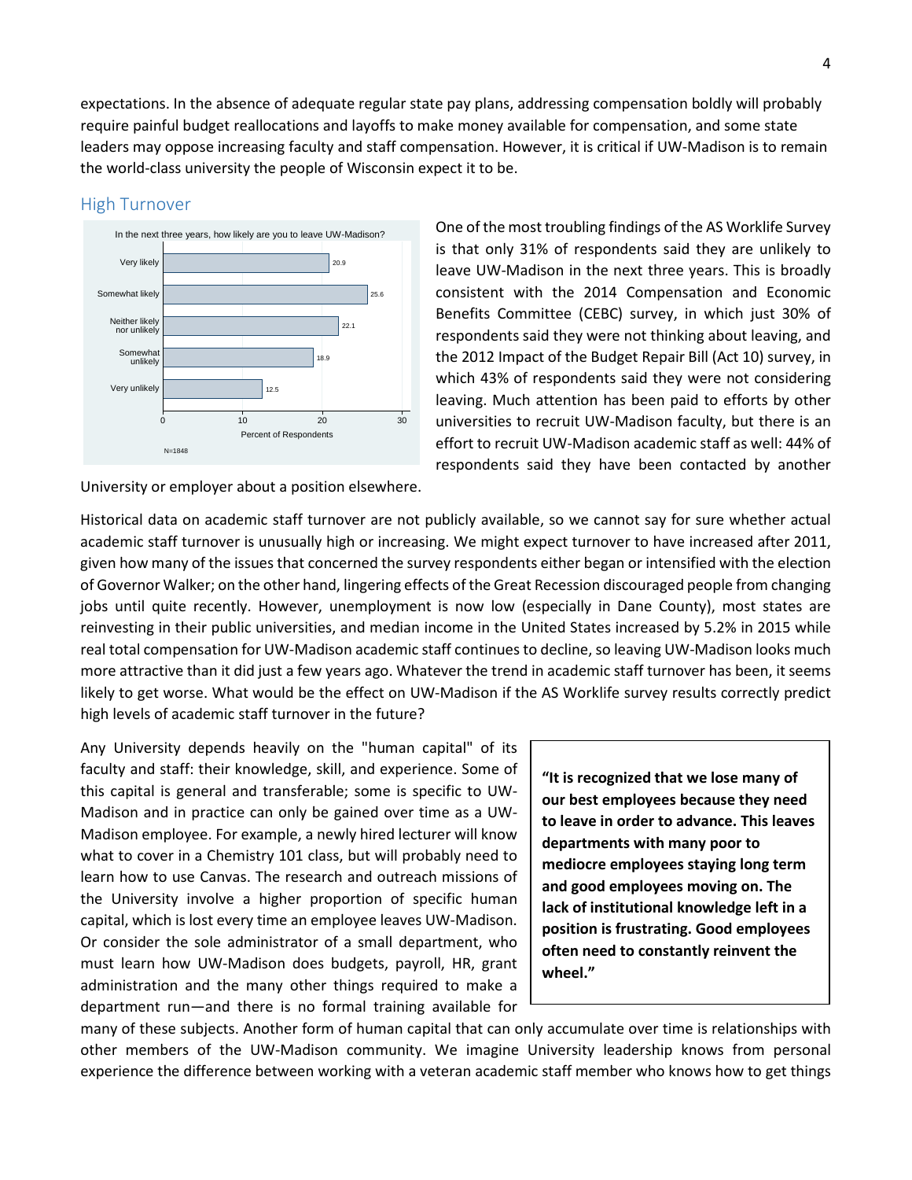expectations. In the absence of adequate regular state pay plans, addressing compensation boldly will probably require painful budget reallocations and layoffs to make money available for compensation, and some state leaders may oppose increasing faculty and staff compensation. However, it is critical if UW-Madison is to remain the world-class university the people of Wisconsin expect it to be.

## High Turnover

In the next three years, how likely are you to leave UW-Madison?

| Response | Percent of Respondents |
| --- | --- |
| Very likely | 20.9 |
| Somewhat likely | 25.6 |
| Neither likely nor unlikely | 22.1 |
| Somewhat unlikely | 18.9 |
| Very unlikely | 12.5 |

N=1848

One of the most troubling findings of the AS Worklife Survey is that only 31% of respondents said they are unlikely to leave UW-Madison in the next three years. This is broadly consistent with the 2014 Compensation and Economic Benefits Committee (CEBC) survey, in which just 30% of respondents said they were not thinking about leaving, and the 2012 Impact of the Budget Repair Bill (Act 10) survey, in which 43% of respondents said they were not considering leaving. Much attention has been paid to efforts by other universities to recruit UW-Madison faculty, but there is an effort to recruit UW-Madison academic staff as well: 44% of respondents said they have been contacted by another University or employer about a position elsewhere.

Historical data on academic staff turnover are not publicly available, so we cannot say for sure whether actual academic staff turnover is unusually high or increasing. We might expect turnover to have increased after 2011, given how many of the issues that concerned the survey respondents either began or intensified with the election of Governor Walker; on the other hand, lingering effects of the Great Recession discouraged people from changing jobs until quite recently. However, unemployment is now low (especially in Dane County), most states are reinvesting in their public universities, and median income in the United States increased by 5.2% in 2015 while real total compensation for UW-Madison academic staff continues to decline, so leaving UW-Madison looks much more attractive than it did just a few years ago. Whatever the trend in academic staff turnover has been, it seems likely to get worse. What would be the effect on UW-Madison if the AS Worklife survey results correctly predict high levels of academic staff turnover in the future?

Any University depends heavily on the "human capital" of its faculty and staff: their knowledge, skill, and experience. Some of this capital is general and transferable; some is specific to UW-Madison and in practice can only be gained over time as a UW-Madison employee. For example, a newly hired lecturer will know what to cover in a Chemistry 101 class, but will probably need to learn how to use Canvas. The research and outreach missions of the University involve a higher proportion of specific human capital, which is lost every time an employee leaves UW-Madison. Or consider the sole administrator of a small department, who must learn how UW-Madison does budgets, payroll, HR, grant administration and the many other things required to make a department run—and there is no formal training available for many of these subjects. Another form of human capital that can only accumulate over time is relationships with other members of the UW-Madison community. We imagine University leadership knows from personal experience the difference between working with a veteran academic staff member who knows how to get things

> **"It is recognized that we lose many of our best employees because they need to leave in order to advance. This leaves departments with many poor to mediocre employees staying long term and good employees moving on. The lack of institutional knowledge left in a position is frustrating. Good employees often need to constantly reinvent the wheel."**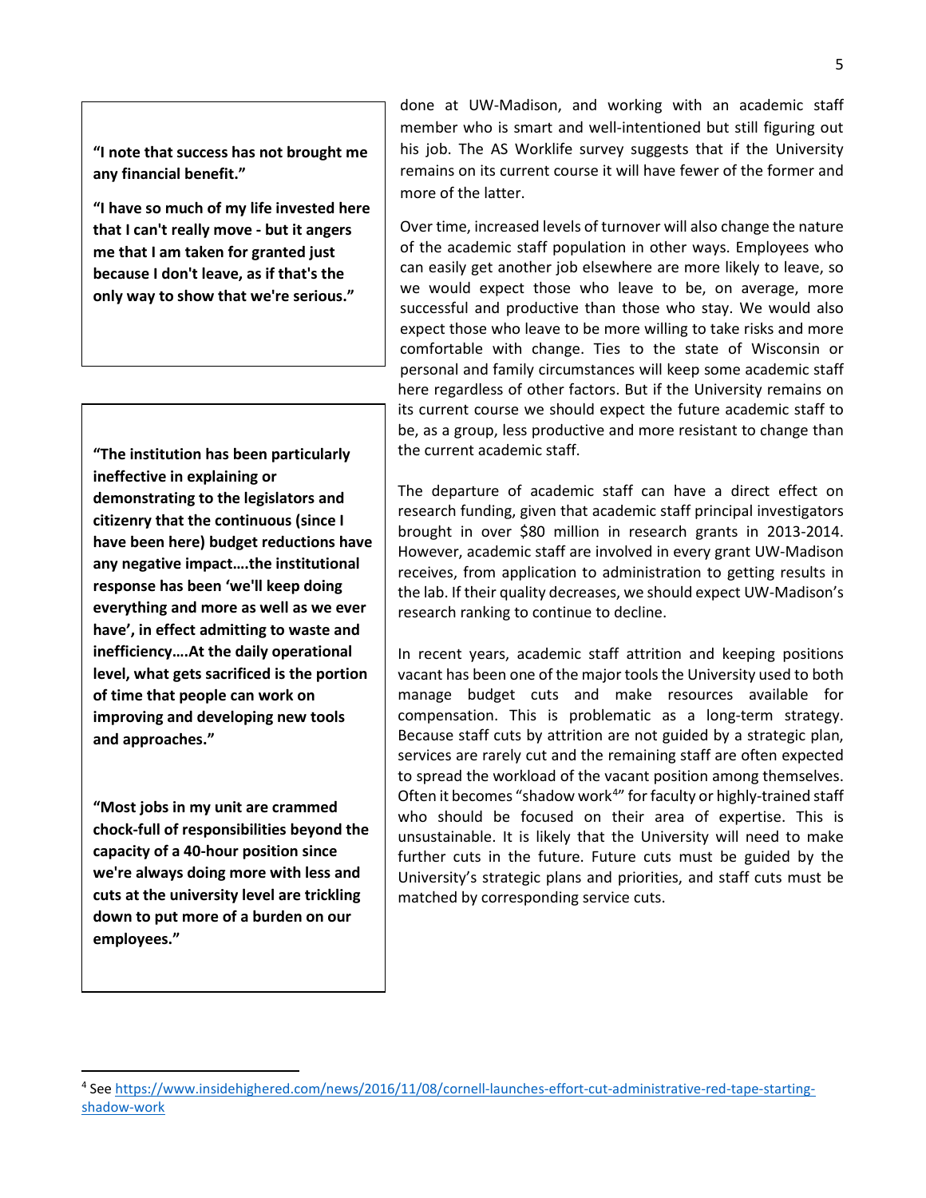**"I note that success has not brought me any financial benefit."**

**"I have so much of my life invested here that I can't really move - but it angers me that I am taken for granted just because I don't leave, as if that's the only way to show that we're serious."**

**"The institution has been particularly ineffective in explaining or demonstrating to the legislators and citizenry that the continuous (since I have been here) budget reductions have any negative impact….the institutional response has been 'we'll keep doing everything and more as well as we ever have', in effect admitting to waste and inefficiency….At the daily operational level, what gets sacrificed is the portion of time that people can work on improving and developing new tools and approaches."**

**"Most jobs in my unit are crammed chock-full of responsibilities beyond the capacity of a 40-hour position since we're always doing more with less and cuts at the university level are trickling down to put more of a burden on our employees."**

done at UW-Madison, and working with an academic staff member who is smart and well-intentioned but still figuring out his job. The AS Worklife survey suggests that if the University remains on its current course it will have fewer of the former and more of the latter.

Over time, increased levels of turnover will also change the nature of the academic staff population in other ways. Employees who can easily get another job elsewhere are more likely to leave, so we would expect those who leave to be, on average, more successful and productive than those who stay. We would also expect those who leave to be more willing to take risks and more comfortable with change. Ties to the state of Wisconsin or personal and family circumstances will keep some academic staff here regardless of other factors. But if the University remains on its current course we should expect the future academic staff to be, as a group, less productive and more resistant to change than the current academic staff.

The departure of academic staff can have a direct effect on research funding, given that academic staff principal investigators brought in over $80 million in research grants in 2013-2014. However, academic staff are involved in every grant UW-Madison receives, from application to administration to getting results in the lab. If their quality decreases, we should expect UW-Madison's research ranking to continue to decline.

In recent years, academic staff attrition and keeping positions vacant has been one of the major tools the University used to both manage budget cuts and make resources available for compensation. This is problematic as a long-term strategy. Because staff cuts by attrition are not guided by a strategic plan, services are rarely cut and the remaining staff are often expected to spread the workload of the vacant position among themselves. Often it becomes "shadow work[4]" for faculty or highly-trained staff who should be focused on their area of expertise. This is unsustainable. It is likely that the University will need to make further cuts in the future. Future cuts must be guided by the University's strategic plans and priorities, and staff cuts must be matched by corresponding service cuts.

[4] See https://www.insidehighered.com/news/2016/11/08/cornell-launches-effort-cut-administrative-red-tape-starting-shadow-work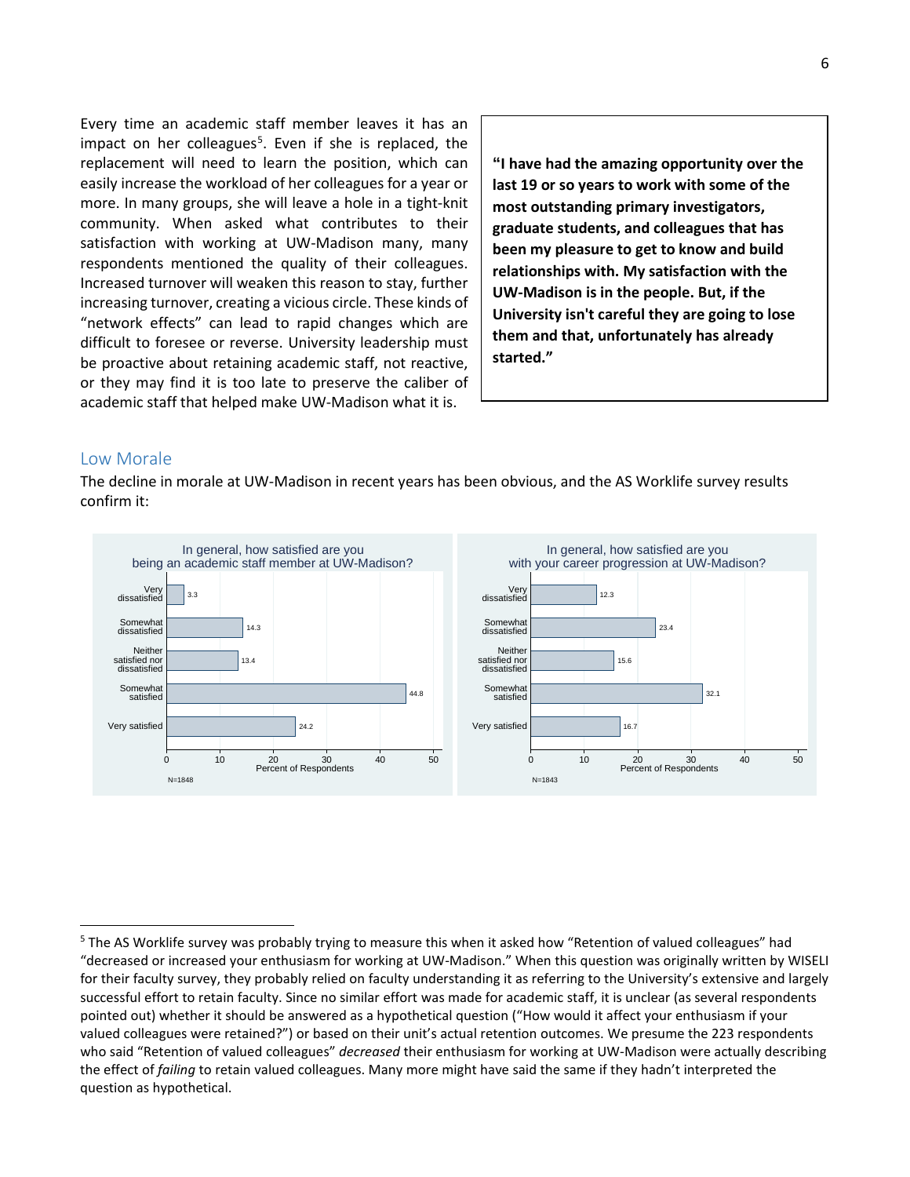Every time an academic staff member leaves it has an impact on her colleagues[5]. Even if she is replaced, the replacement will need to learn the position, which can easily increase the workload of her colleagues for a year or more. In many groups, she will leave a hole in a tight-knit community. When asked what contributes to their satisfaction with working at UW-Madison many, many respondents mentioned the quality of their colleagues. Increased turnover will weaken this reason to stay, further increasing turnover, creating a vicious circle. These kinds of "network effects" can lead to rapid changes which are difficult to foresee or reverse. University leadership must be proactive about retaining academic staff, not reactive, or they may find it is too late to preserve the caliber of academic staff that helped make UW-Madison what it is.

> **"I have had the amazing opportunity over the last 19 or so years to work with some of the most outstanding primary investigators, graduate students, and colleagues that has been my pleasure to get to know and build relationships with. My satisfaction with the UW-Madison is in the people. But, if the University isn't careful they are going to lose them and that, unfortunately has already started."**

## Low Morale

The decline in morale at UW-Madison in recent years has been obvious, and the AS Worklife survey results confirm it:

**In general, how satisfied are you being an academic staff member at UW-Madison?** (N=1848)

| Response | Percent of Respondents |
| --- | --- |
| Very dissatisfied | 3.3 |
| Somewhat dissatisfied | 14.3 |
| Neither satisfied nor dissatisfied | 13.4 |
| Somewhat satisfied | 44.8 |
| Very satisfied | 24.2 |

**In general, how satisfied are you with your career progression at UW-Madison?** (N=1843)

| Response | Percent of Respondents |
| --- | --- |
| Very dissatisfied | 12.3 |
| Somewhat dissatisfied | 23.4 |
| Neither satisfied nor dissatisfied | 15.6 |
| Somewhat satisfied | 32.1 |
| Very satisfied | 16.7 |

---

[5] The AS Worklife survey was probably trying to measure this when it asked how "Retention of valued colleagues" had "decreased or increased your enthusiasm for working at UW-Madison." When this question was originally written by WISELI for their faculty survey, they probably relied on faculty understanding it as referring to the University's extensive and largely successful effort to retain faculty. Since no similar effort was made for academic staff, it is unclear (as several respondents pointed out) whether it should be answered as a hypothetical question ("How would it affect your enthusiasm if your valued colleagues were retained?") or based on their unit's actual retention outcomes. We presume the 223 respondents who said "Retention of valued colleagues" *decreased* their enthusiasm for working at UW-Madison were actually describing the effect of *failing* to retain valued colleagues. Many more might have said the same if they hadn't interpreted the question as hypothetical.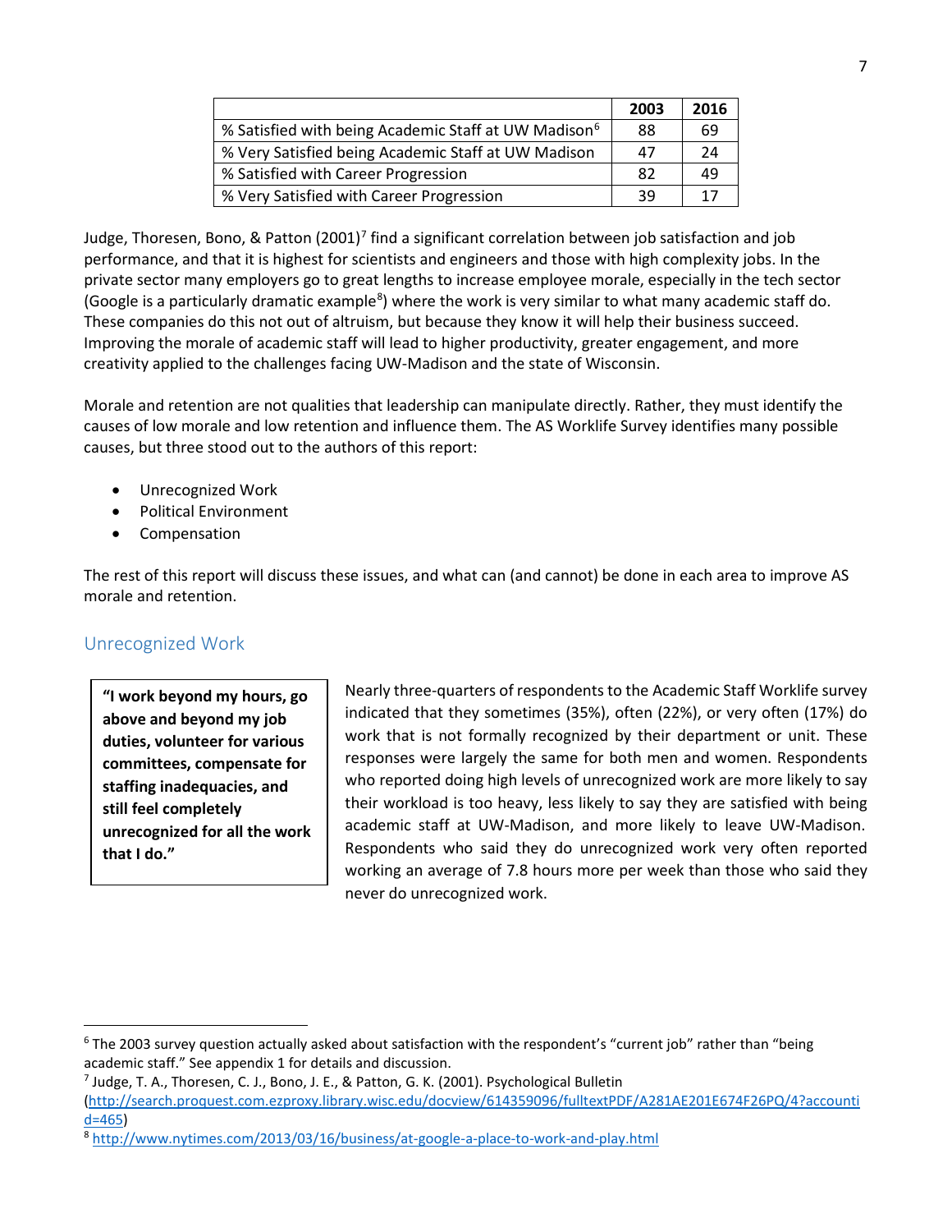| | 2003 | 2016 |
|---|---|---|
| % Satisfied with being Academic Staff at UW Madison[6] | 88 | 69 |
| % Very Satisfied being Academic Staff at UW Madison | 47 | 24 |
| % Satisfied with Career Progression | 82 | 49 |
| % Very Satisfied with Career Progression | 39 | 17 |

Judge, Thoresen, Bono, & Patton (2001)[7] find a significant correlation between job satisfaction and job performance, and that it is highest for scientists and engineers and those with high complexity jobs. In the private sector many employers go to great lengths to increase employee morale, especially in the tech sector (Google is a particularly dramatic example[8]) where the work is very similar to what many academic staff do. These companies do this not out of altruism, but because they know it will help their business succeed. Improving the morale of academic staff will lead to higher productivity, greater engagement, and more creativity applied to the challenges facing UW-Madison and the state of Wisconsin.

Morale and retention are not qualities that leadership can manipulate directly. Rather, they must identify the causes of low morale and low retention and influence them. The AS Worklife Survey identifies many possible causes, but three stood out to the authors of this report:

- Unrecognized Work
- Political Environment
- Compensation

The rest of this report will discuss these issues, and what can (and cannot) be done in each area to improve AS morale and retention.

## Unrecognized Work

> **"I work beyond my hours, go above and beyond my job duties, volunteer for various committees, compensate for staffing inadequacies, and still feel completely unrecognized for all the work that I do."**

Nearly three-quarters of respondents to the Academic Staff Worklife survey indicated that they sometimes (35%), often (22%), or very often (17%) do work that is not formally recognized by their department or unit. These responses were largely the same for both men and women. Respondents who reported doing high levels of unrecognized work are more likely to say their workload is too heavy, less likely to say they are satisfied with being academic staff at UW-Madison, and more likely to leave UW-Madison. Respondents who said they do unrecognized work very often reported working an average of 7.8 hours more per week than those who said they never do unrecognized work.

---

[6] The 2003 survey question actually asked about satisfaction with the respondent's "current job" rather than "being academic staff." See appendix 1 for details and discussion.

[7] Judge, T. A., Thoresen, C. J., Bono, J. E., & Patton, G. K. (2001). Psychological Bulletin (http://search.proquest.com.ezproxy.library.wisc.edu/docview/614359096/fulltextPDF/A281AE201E674F26PQ/4?accountid=465)

[8] http://www.nytimes.com/2013/03/16/business/at-google-a-place-to-work-and-play.html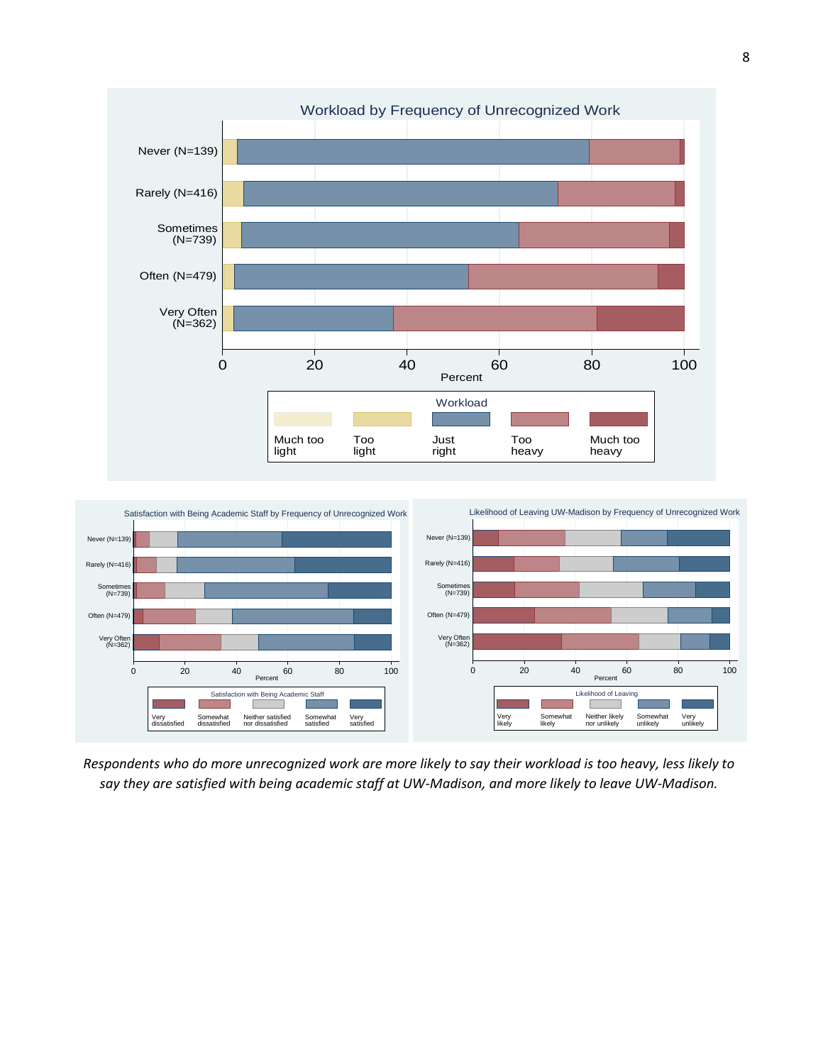**Workload by Frequency of Unrecognized Work**

Rows: Never (N=139), Rarely (N=416), Sometimes (N=739), Often (N=479), Very Often (N=362)

Percent: 0, 20, 40, 60, 80, 100

Workload: Much too light, Too light, Just right, Too heavy, Much too heavy

**Satisfaction with Being Academic Staff by Frequency of Unrecognized Work**

Rows: Never (N=139), Rarely (N=416), Sometimes (N=739), Often (N=479), Very Often (N=362)

Percent: 0, 20, 40, 60, 80, 100

Satisfaction with Being Academic Staff: Very dissatisfied, Somewhat dissatisfied, Neither satisfied nor dissatisfied, Somewhat satisfied, Very satisfied

**Likelihood of Leaving UW-Madison by Frequency of Unrecognized Work**

Rows: Never (N=139), Rarely (N=416), Sometimes (N=739), Often (N=479), Very Often (N=362)

Percent: 0, 20, 40, 60, 80, 100

Likelihood of Leaving: Very likely, Somewhat likely, Neither likely nor unlikely, Somewhat unlikely, Very unlikely

*Respondents who do more unrecognized work are more likely to say their workload is too heavy, less likely to say they are satisfied with being academic staff at UW-Madison, and more likely to leave UW-Madison.*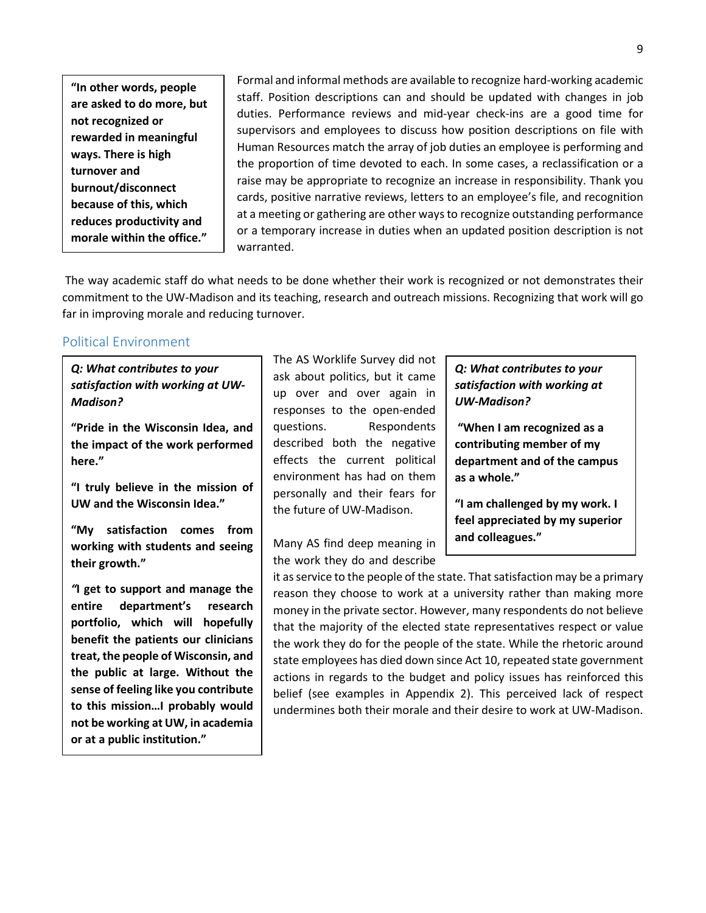**"In other words, people are asked to do more, but not recognized or rewarded in meaningful ways. There is high turnover and burnout/disconnect because of this, which reduces productivity and morale within the office."**

Formal and informal methods are available to recognize hard-working academic staff. Position descriptions can and should be updated with changes in job duties. Performance reviews and mid-year check-ins are a good time for supervisors and employees to discuss how position descriptions on file with Human Resources match the array of job duties an employee is performing and the proportion of time devoted to each. In some cases, a reclassification or a raise may be appropriate to recognize an increase in responsibility. Thank you cards, positive narrative reviews, letters to an employee's file, and recognition at a meeting or gathering are other ways to recognize outstanding performance or a temporary increase in duties when an updated position description is not warranted.

The way academic staff do what needs to be done whether their work is recognized or not demonstrates their commitment to the UW-Madison and its teaching, research and outreach missions. Recognizing that work will go far in improving morale and reducing turnover.

## Political Environment

***Q: What contributes to your satisfaction with working at UW-Madison?***

**"Pride in the Wisconsin Idea, and the impact of the work performed here."**

**"I truly believe in the mission of UW and the Wisconsin Idea."**

**"My satisfaction comes from working with students and seeing their growth."**

**"I get to support and manage the entire department's research portfolio, which will hopefully benefit the patients our clinicians treat, the people of Wisconsin, and the public at large. Without the sense of feeling like you contribute to this mission…I probably would not be working at UW, in academia or at a public institution."**

The AS Worklife Survey did not ask about politics, but it came up over and over again in responses to the open-ended questions. Respondents described both the negative effects the current political environment has had on them personally and their fears for the future of UW-Madison.

***Q: What contributes to your satisfaction with working at UW-Madison?***

**"When I am recognized as a contributing member of my department and of the campus as a whole."**

**"I am challenged by my work. I feel appreciated by my superior and colleagues."**

Many AS find deep meaning in the work they do and describe it as service to the people of the state. That satisfaction may be a primary reason they choose to work at a university rather than making more money in the private sector. However, many respondents do not believe that the majority of the elected state representatives respect or value the work they do for the people of the state. While the rhetoric around state employees has died down since Act 10, repeated state government actions in regards to the budget and policy issues has reinforced this belief (see examples in Appendix 2). This perceived lack of respect undermines both their morale and their desire to work at UW-Madison.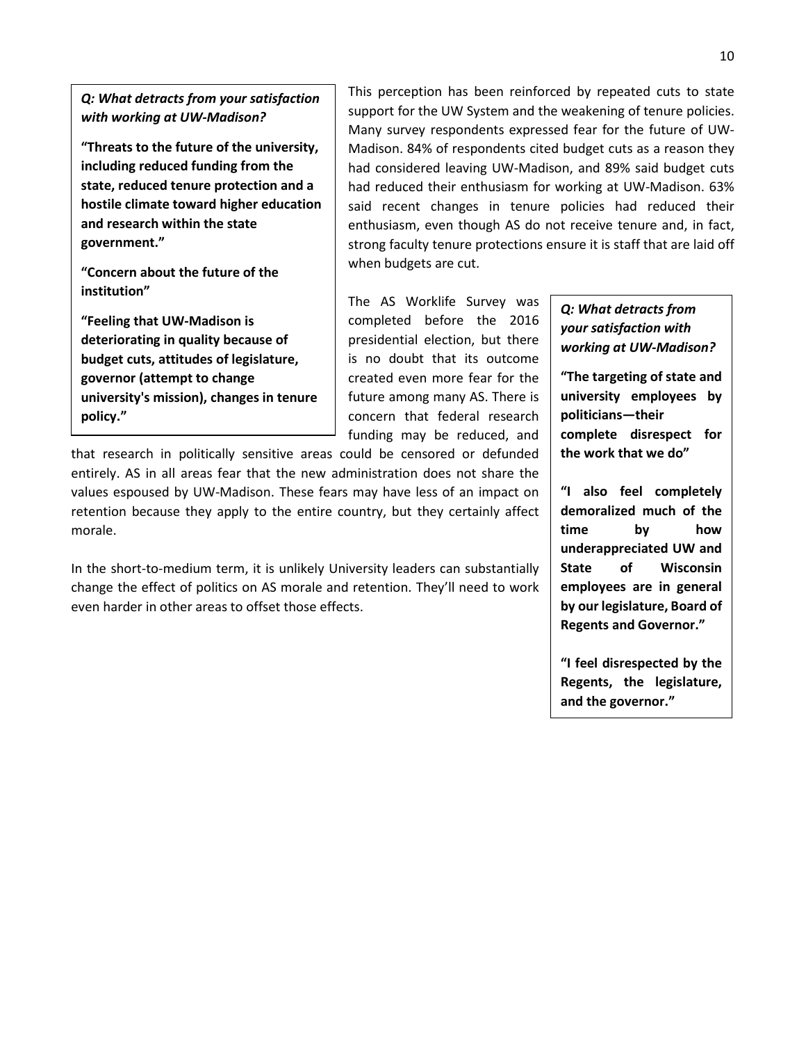*Q: What detracts from your satisfaction with working at UW-Madison?*

**"Threats to the future of the university, including reduced funding from the state, reduced tenure protection and a hostile climate toward higher education and research within the state government."**

**"Concern about the future of the institution"**

**"Feeling that UW-Madison is deteriorating in quality because of budget cuts, attitudes of legislature, governor (attempt to change university's mission), changes in tenure policy."**

This perception has been reinforced by repeated cuts to state support for the UW System and the weakening of tenure policies. Many survey respondents expressed fear for the future of UW-Madison. 84% of respondents cited budget cuts as a reason they had considered leaving UW-Madison, and 89% said budget cuts had reduced their enthusiasm for working at UW-Madison. 63% said recent changes in tenure policies had reduced their enthusiasm, even though AS do not receive tenure and, in fact, strong faculty tenure protections ensure it is staff that are laid off when budgets are cut.

The AS Worklife Survey was completed before the 2016 presidential election, but there is no doubt that its outcome created even more fear for the future among many AS. There is concern that federal research funding may be reduced, and that research in politically sensitive areas could be censored or defunded entirely. AS in all areas fear that the new administration does not share the values espoused by UW-Madison. These fears may have less of an impact on retention because they apply to the entire country, but they certainly affect morale.

In the short-to-medium term, it is unlikely University leaders can substantially change the effect of politics on AS morale and retention. They'll need to work even harder in other areas to offset those effects.

*Q: What detracts from your satisfaction with working at UW-Madison?*

**"The targeting of state and university employees by politicians—their complete disrespect for the work that we do"**

**"I also feel completely demoralized much of the time by how underappreciated UW and State of Wisconsin employees are in general by our legislature, Board of Regents and Governor."**

**"I feel disrespected by the Regents, the legislature, and the governor."**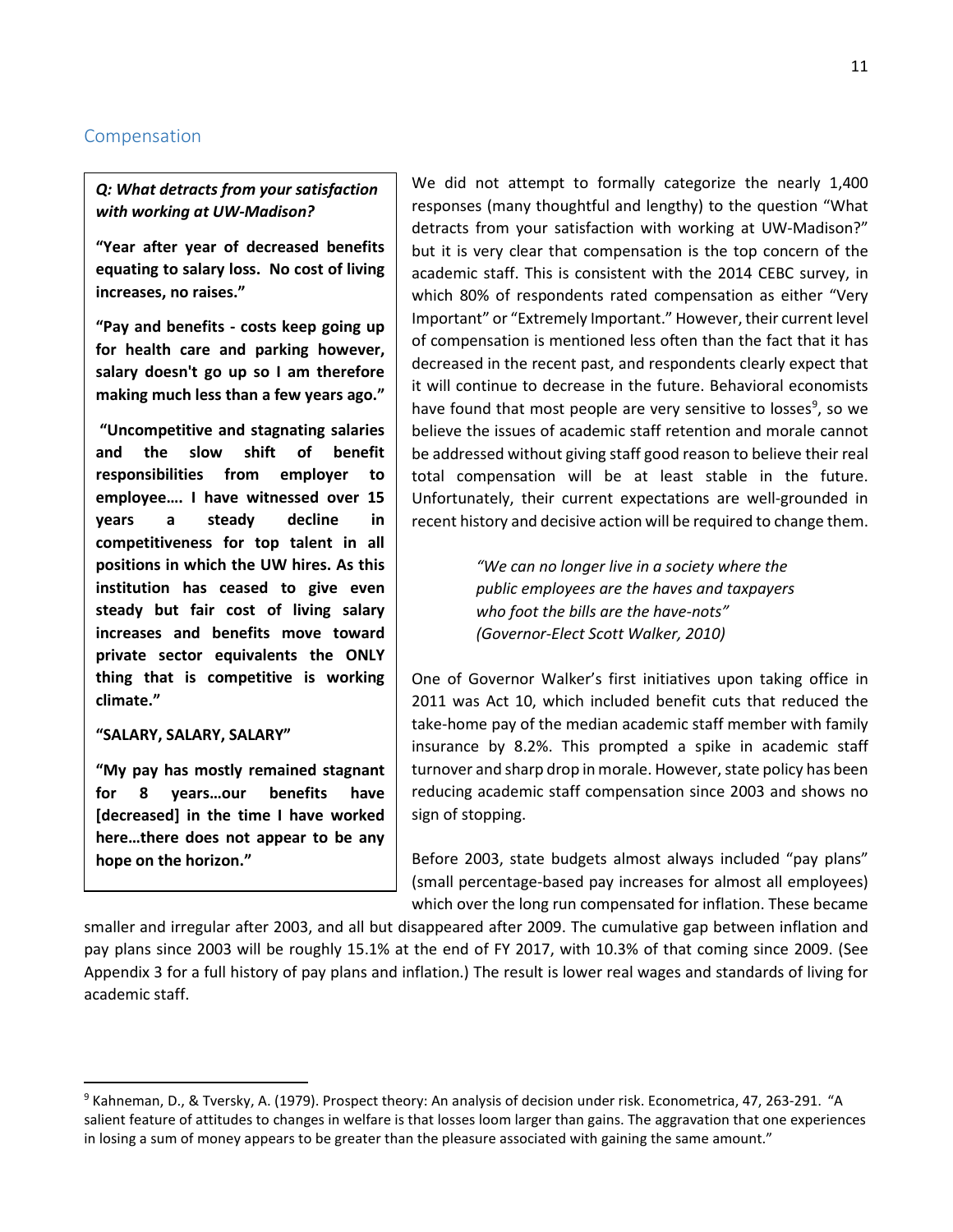## Compensation

> ***Q: What detracts from your satisfaction with working at UW-Madison?***
>
> **"Year after year of decreased benefits equating to salary loss. No cost of living increases, no raises."**
>
> **"Pay and benefits - costs keep going up for health care and parking however, salary doesn't go up so I am therefore making much less than a few years ago."**
>
> **"Uncompetitive and stagnating salaries and the slow shift of benefit responsibilities from employer to employee…. I have witnessed over 15 years a steady decline in competitiveness for top talent in all positions in which the UW hires. As this institution has ceased to give even steady but fair cost of living salary increases and benefits move toward private sector equivalents the ONLY thing that is competitive is working climate."**
>
> **"SALARY, SALARY, SALARY"**
>
> **"My pay has mostly remained stagnant for 8 years…our benefits have [decreased] in the time I have worked here…there does not appear to be any hope on the horizon."**

We did not attempt to formally categorize the nearly 1,400 responses (many thoughtful and lengthy) to the question "What detracts from your satisfaction with working at UW-Madison?" but it is very clear that compensation is the top concern of the academic staff. This is consistent with the 2014 CEBC survey, in which 80% of respondents rated compensation as either "Very Important" or "Extremely Important." However, their current level of compensation is mentioned less often than the fact that it has decreased in the recent past, and respondents clearly expect that it will continue to decrease in the future. Behavioral economists have found that most people are very sensitive to losses[9], so we believe the issues of academic staff retention and morale cannot be addressed without giving staff good reason to believe their real total compensation will be at least stable in the future. Unfortunately, their current expectations are well-grounded in recent history and decisive action will be required to change them.

> *"We can no longer live in a society where the public employees are the haves and taxpayers who foot the bills are the have-nots" (Governor-Elect Scott Walker, 2010)*

One of Governor Walker's first initiatives upon taking office in 2011 was Act 10, which included benefit cuts that reduced the take-home pay of the median academic staff member with family insurance by 8.2%. This prompted a spike in academic staff turnover and sharp drop in morale. However, state policy has been reducing academic staff compensation since 2003 and shows no sign of stopping.

Before 2003, state budgets almost always included "pay plans" (small percentage-based pay increases for almost all employees) which over the long run compensated for inflation. These became smaller and irregular after 2003, and all but disappeared after 2009. The cumulative gap between inflation and pay plans since 2003 will be roughly 15.1% at the end of FY 2017, with 10.3% of that coming since 2009. (See Appendix 3 for a full history of pay plans and inflation.) The result is lower real wages and standards of living for academic staff.

---

[9] Kahneman, D., & Tversky, A. (1979). Prospect theory: An analysis of decision under risk. Econometrica, 47, 263-291. "A salient feature of attitudes to changes in welfare is that losses loom larger than gains. The aggravation that one experiences in losing a sum of money appears to be greater than the pleasure associated with gaining the same amount."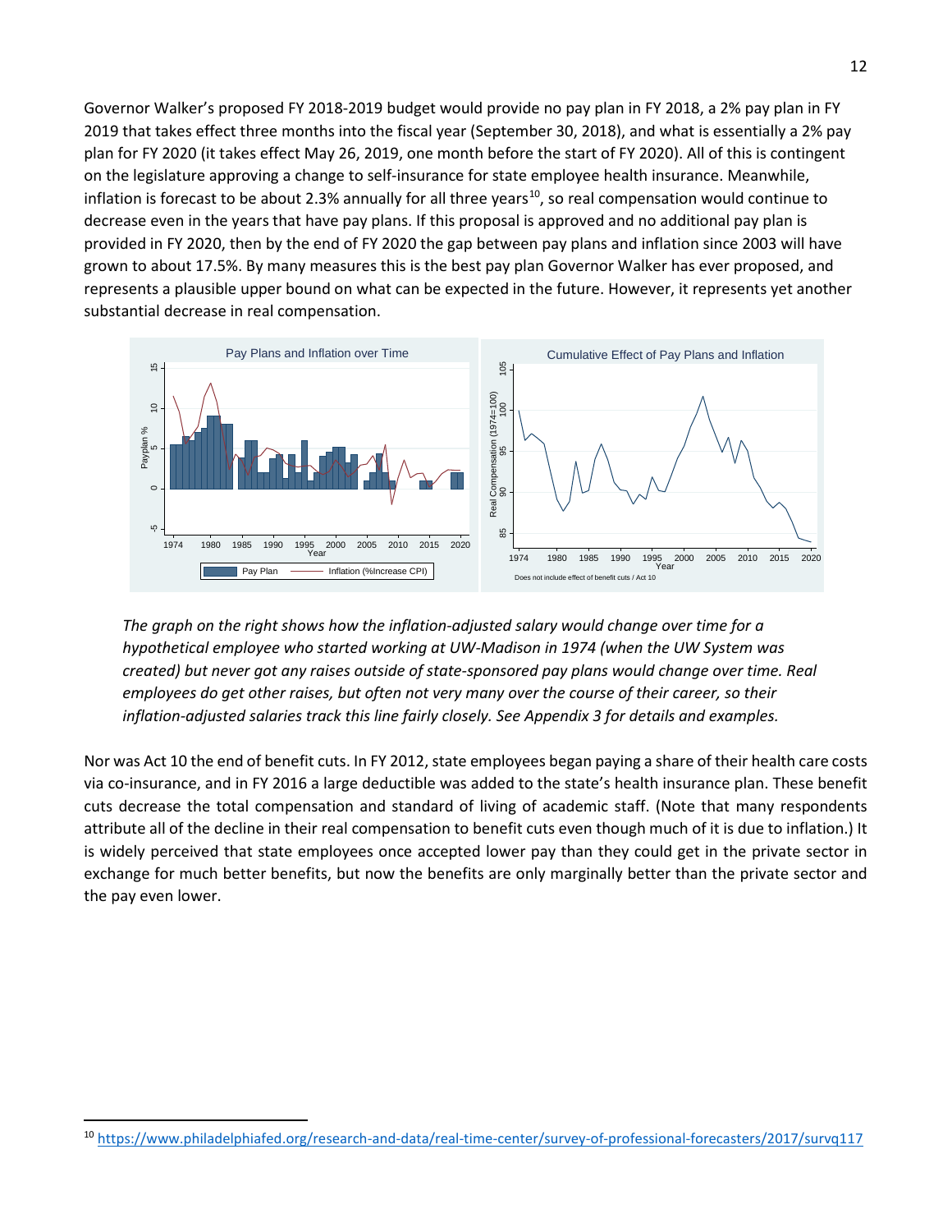Governor Walker's proposed FY 2018-2019 budget would provide no pay plan in FY 2018, a 2% pay plan in FY 2019 that takes effect three months into the fiscal year (September 30, 2018), and what is essentially a 2% pay plan for FY 2020 (it takes effect May 26, 2019, one month before the start of FY 2020). All of this is contingent on the legislature approving a change to self-insurance for state employee health insurance. Meanwhile, inflation is forecast to be about 2.3% annually for all three years[10], so real compensation would continue to decrease even in the years that have pay plans. If this proposal is approved and no additional pay plan is provided in FY 2020, then by the end of FY 2020 the gap between pay plans and inflation since 2003 will have grown to about 17.5%. By many measures this is the best pay plan Governor Walker has ever proposed, and represents a plausible upper bound on what can be expected in the future. However, it represents yet another substantial decrease in real compensation.

*The graph on the right shows how the inflation-adjusted salary would change over time for a hypothetical employee who started working at UW-Madison in 1974 (when the UW System was created) but never got any raises outside of state-sponsored pay plans would change over time. Real employees do get other raises, but often not very many over the course of their career, so their inflation-adjusted salaries track this line fairly closely. See Appendix 3 for details and examples.*

Nor was Act 10 the end of benefit cuts. In FY 2012, state employees began paying a share of their health care costs via co-insurance, and in FY 2016 a large deductible was added to the state's health insurance plan. These benefit cuts decrease the total compensation and standard of living of academic staff. (Note that many respondents attribute all of the decline in their real compensation to benefit cuts even though much of it is due to inflation.) It is widely perceived that state employees once accepted lower pay than they could get in the private sector in exchange for much better benefits, but now the benefits are only marginally better than the private sector and the pay even lower.

[10] https://www.philadelphiafed.org/research-and-data/real-time-center/survey-of-professional-forecasters/2017/survq117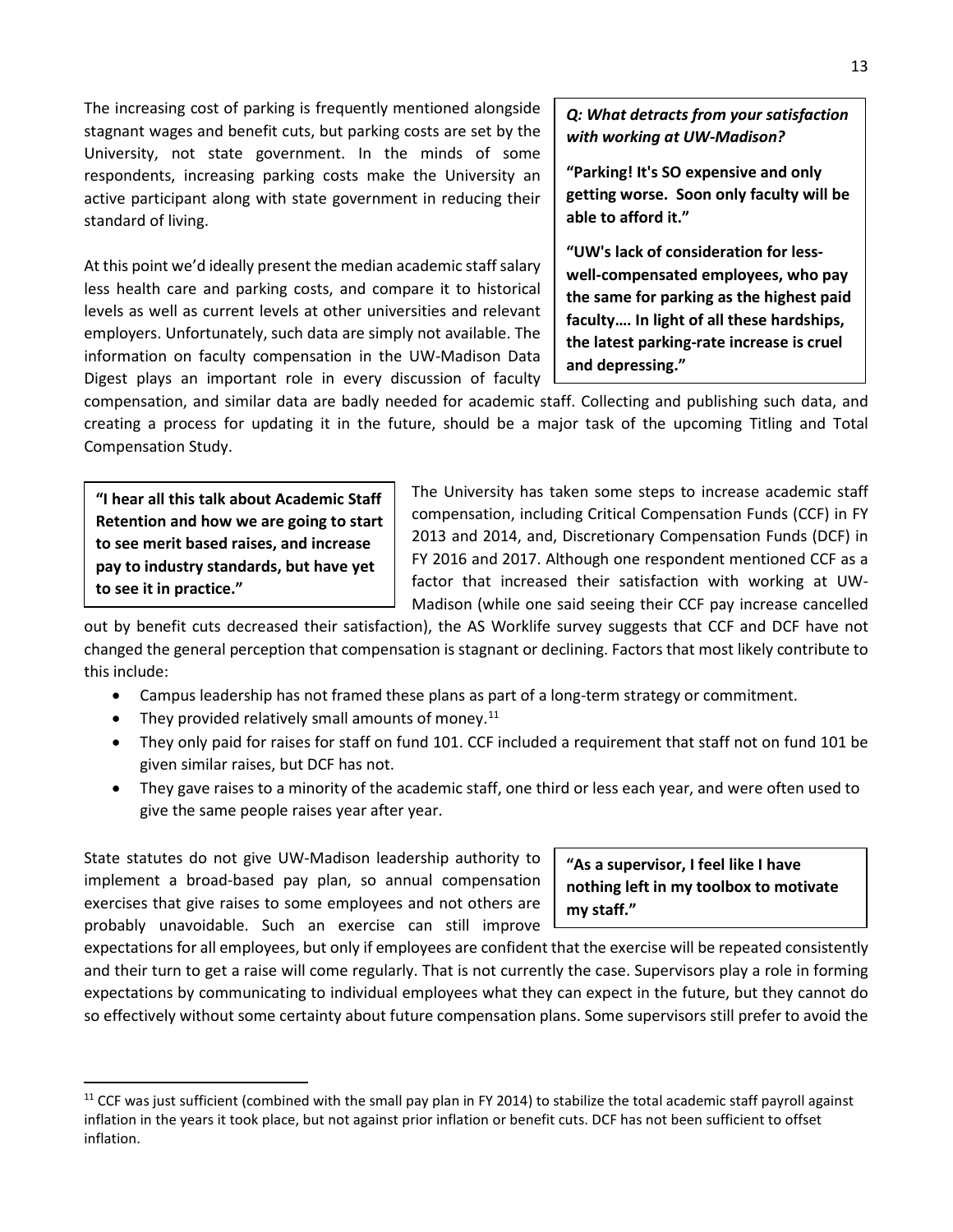The increasing cost of parking is frequently mentioned alongside stagnant wages and benefit cuts, but parking costs are set by the University, not state government. In the minds of some respondents, increasing parking costs make the University an active participant along with state government in reducing their standard of living.

> ***Q: What detracts from your satisfaction with working at UW-Madison?***
>
> **"Parking! It's SO expensive and only getting worse. Soon only faculty will be able to afford it."**
>
> **"UW's lack of consideration for less-well-compensated employees, who pay the same for parking as the highest paid faculty…. In light of all these hardships, the latest parking-rate increase is cruel and depressing."**

At this point we'd ideally present the median academic staff salary less health care and parking costs, and compare it to historical levels as well as current levels at other universities and relevant employers. Unfortunately, such data are simply not available. The information on faculty compensation in the UW-Madison Data Digest plays an important role in every discussion of faculty compensation, and similar data are badly needed for academic staff. Collecting and publishing such data, and creating a process for updating it in the future, should be a major task of the upcoming Titling and Total Compensation Study.

> **"I hear all this talk about Academic Staff Retention and how we are going to start to see merit based raises, and increase pay to industry standards, but have yet to see it in practice."**

The University has taken some steps to increase academic staff compensation, including Critical Compensation Funds (CCF) in FY 2013 and 2014, and, Discretionary Compensation Funds (DCF) in FY 2016 and 2017. Although one respondent mentioned CCF as a factor that increased their satisfaction with working at UW-Madison (while one said seeing their CCF pay increase cancelled out by benefit cuts decreased their satisfaction), the AS Worklife survey suggests that CCF and DCF have not changed the general perception that compensation is stagnant or declining. Factors that most likely contribute to this include:

- Campus leadership has not framed these plans as part of a long-term strategy or commitment.
- They provided relatively small amounts of money.[11]
- They only paid for raises for staff on fund 101. CCF included a requirement that staff not on fund 101 be given similar raises, but DCF has not.
- They gave raises to a minority of the academic staff, one third or less each year, and were often used to give the same people raises year after year.

State statutes do not give UW-Madison leadership authority to implement a broad-based pay plan, so annual compensation exercises that give raises to some employees and not others are probably unavoidable. Such an exercise can still improve expectations for all employees, but only if employees are confident that the exercise will be repeated consistently and their turn to get a raise will come regularly. That is not currently the case. Supervisors play a role in forming expectations by communicating to individual employees what they can expect in the future, but they cannot do so effectively without some certainty about future compensation plans. Some supervisors still prefer to avoid the

> **"As a supervisor, I feel like I have nothing left in my toolbox to motivate my staff."**

[11] CCF was just sufficient (combined with the small pay plan in FY 2014) to stabilize the total academic staff payroll against inflation in the years it took place, but not against prior inflation or benefit cuts. DCF has not been sufficient to offset inflation.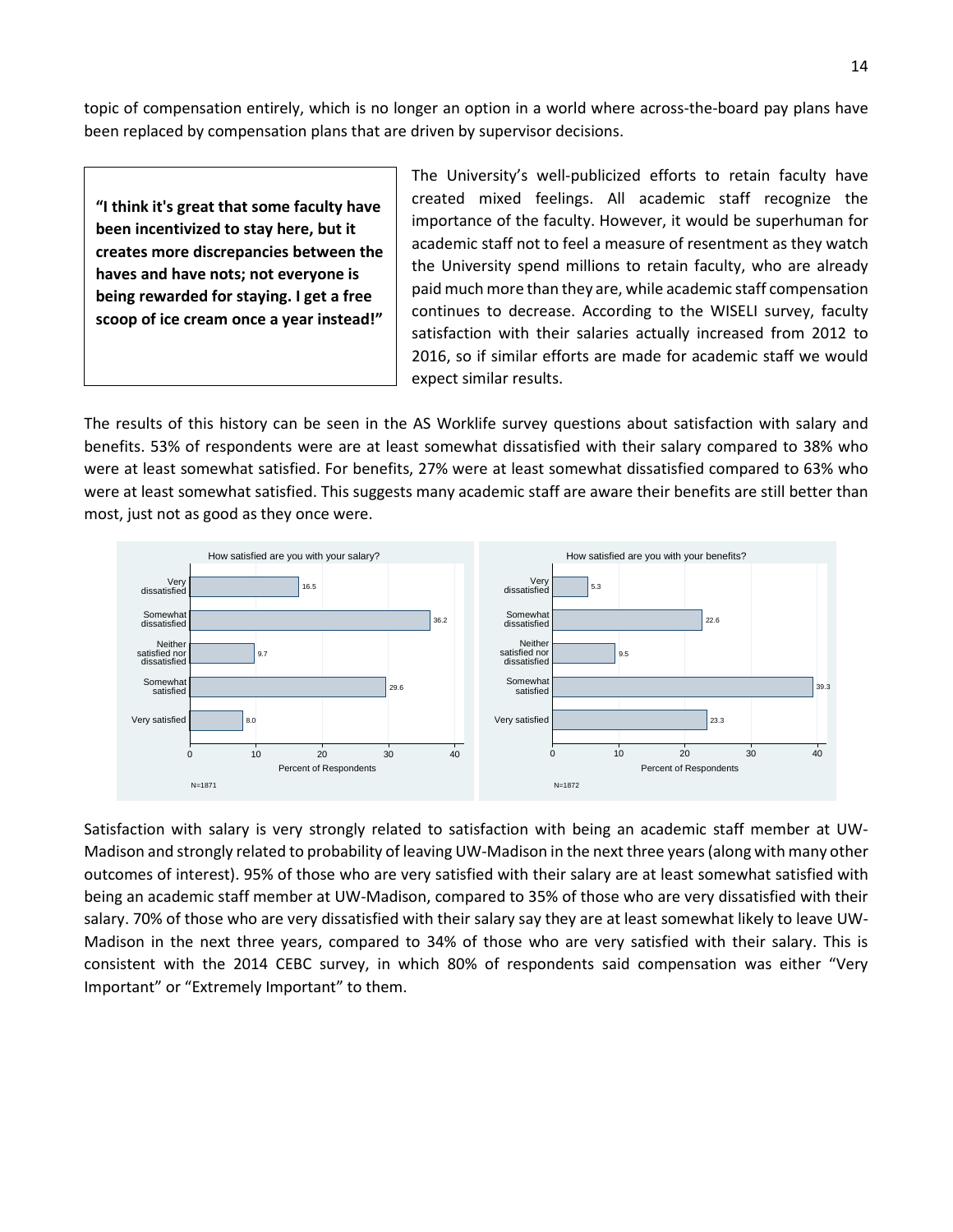topic of compensation entirely, which is no longer an option in a world where across-the-board pay plans have been replaced by compensation plans that are driven by supervisor decisions.

**"I think it's great that some faculty have been incentivized to stay here, but it creates more discrepancies between the haves and have nots; not everyone is being rewarded for staying. I get a free scoop of ice cream once a year instead!"**

The University's well-publicized efforts to retain faculty have created mixed feelings. All academic staff recognize the importance of the faculty. However, it would be superhuman for academic staff not to feel a measure of resentment as they watch the University spend millions to retain faculty, who are already paid much more than they are, while academic staff compensation continues to decrease. According to the WISELI survey, faculty satisfaction with their salaries actually increased from 2012 to 2016, so if similar efforts are made for academic staff we would expect similar results.

The results of this history can be seen in the AS Worklife survey questions about satisfaction with salary and benefits. 53% of respondents were are at least somewhat dissatisfied with their salary compared to 38% who were at least somewhat satisfied. For benefits, 27% were at least somewhat dissatisfied compared to 63% who were at least somewhat satisfied. This suggests many academic staff are aware their benefits are still better than most, just not as good as they once were.

How satisfied are you with your salary?

| Response | Percent of Respondents |
|---|---|
| Very dissatisfied | 16.5 |
| Somewhat dissatisfied | 36.2 |
| Neither satisfied nor dissatisfied | 9.7 |
| Somewhat satisfied | 29.6 |
| Very satisfied | 8.0 |

N=1871

How satisfied are you with your benefits?

| Response | Percent of Respondents |
|---|---|
| Very dissatisfied | 5.3 |
| Somewhat dissatisfied | 22.6 |
| Neither satisfied nor dissatisfied | 9.5 |
| Somewhat satisfied | 39.3 |
| Very satisfied | 23.3 |

N=1872

Satisfaction with salary is very strongly related to satisfaction with being an academic staff member at UW-Madison and strongly related to probability of leaving UW-Madison in the next three years (along with many other outcomes of interest). 95% of those who are very satisfied with their salary are at least somewhat satisfied with being an academic staff member at UW-Madison, compared to 35% of those who are very dissatisfied with their salary. 70% of those who are very dissatisfied with their salary say they are at least somewhat likely to leave UW-Madison in the next three years, compared to 34% of those who are very satisfied with their salary. This is consistent with the 2014 CEBC survey, in which 80% of respondents said compensation was either "Very Important" or "Extremely Important" to them.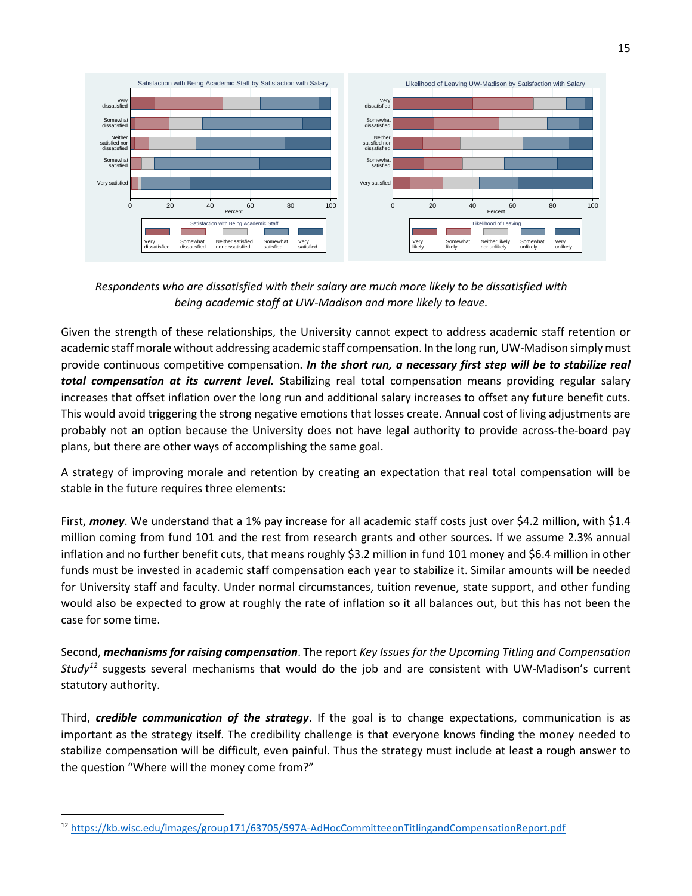*Respondents who are dissatisfied with their salary are much more likely to be dissatisfied with being academic staff at UW-Madison and more likely to leave.*

Given the strength of these relationships, the University cannot expect to address academic staff retention or academic staff morale without addressing academic staff compensation. In the long run, UW-Madison simply must provide continuous competitive compensation. ***In the short run, a necessary first step will be to stabilize real total compensation at its current level.*** Stabilizing real total compensation means providing regular salary increases that offset inflation over the long run and additional salary increases to offset any future benefit cuts. This would avoid triggering the strong negative emotions that losses create. Annual cost of living adjustments are probably not an option because the University does not have legal authority to provide across-the-board pay plans, but there are other ways of accomplishing the same goal.

A strategy of improving morale and retention by creating an expectation that real total compensation will be stable in the future requires three elements:

First, ***money***. We understand that a 1% pay increase for all academic staff costs just over $4.2 million, with $1.4 million coming from fund 101 and the rest from research grants and other sources. If we assume 2.3% annual inflation and no further benefit cuts, that means roughly $3.2 million in fund 101 money and $6.4 million in other funds must be invested in academic staff compensation each year to stabilize it. Similar amounts will be needed for University staff and faculty. Under normal circumstances, tuition revenue, state support, and other funding would also be expected to grow at roughly the rate of inflation so it all balances out, but this has not been the case for some time.

Second, ***mechanisms for raising compensation***. The report *Key Issues for the Upcoming Titling and Compensation Study*[12] suggests several mechanisms that would do the job and are consistent with UW-Madison's current statutory authority.

Third, ***credible communication of the strategy***. If the goal is to change expectations, communication is as important as the strategy itself. The credibility challenge is that everyone knows finding the money needed to stabilize compensation will be difficult, even painful. Thus the strategy must include at least a rough answer to the question "Where will the money come from?"

---

[12] https://kb.wisc.edu/images/group171/63705/597A-AdHocCommitteeonTitlingandCompensationReport.pdf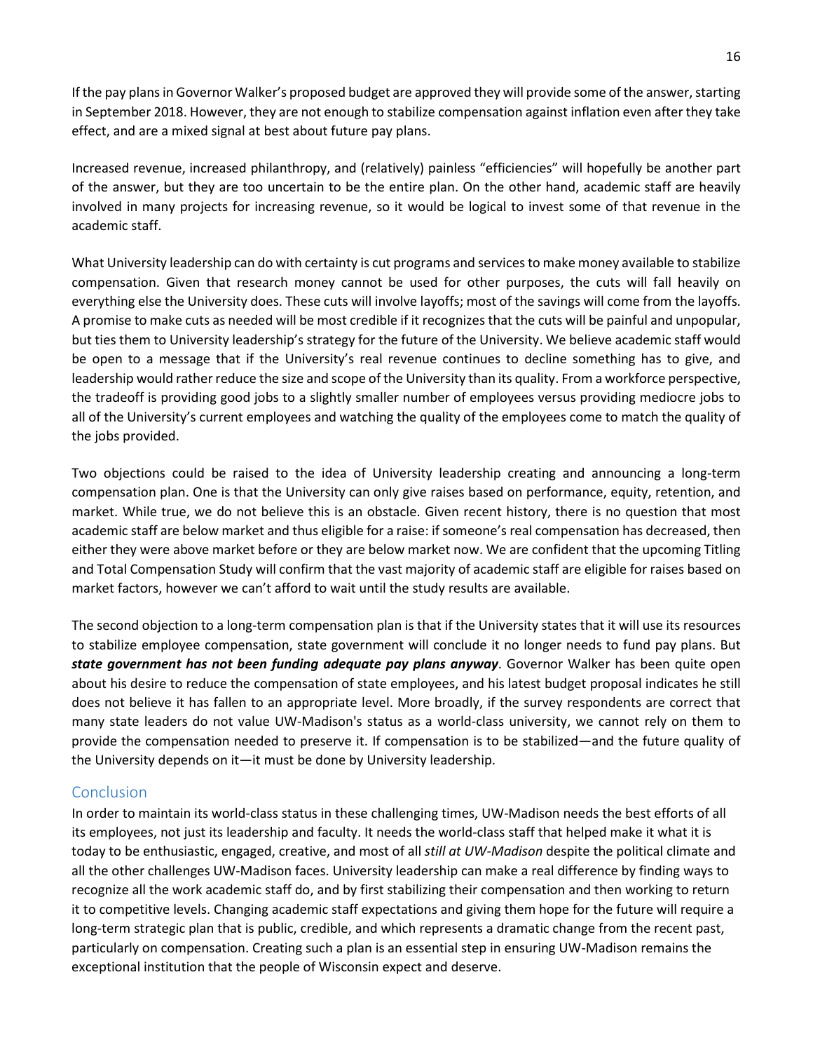If the pay plans in Governor Walker's proposed budget are approved they will provide some of the answer, starting in September 2018. However, they are not enough to stabilize compensation against inflation even after they take effect, and are a mixed signal at best about future pay plans.

Increased revenue, increased philanthropy, and (relatively) painless "efficiencies" will hopefully be another part of the answer, but they are too uncertain to be the entire plan. On the other hand, academic staff are heavily involved in many projects for increasing revenue, so it would be logical to invest some of that revenue in the academic staff.

What University leadership can do with certainty is cut programs and services to make money available to stabilize compensation. Given that research money cannot be used for other purposes, the cuts will fall heavily on everything else the University does. These cuts will involve layoffs; most of the savings will come from the layoffs. A promise to make cuts as needed will be most credible if it recognizes that the cuts will be painful and unpopular, but ties them to University leadership's strategy for the future of the University. We believe academic staff would be open to a message that if the University's real revenue continues to decline something has to give, and leadership would rather reduce the size and scope of the University than its quality. From a workforce perspective, the tradeoff is providing good jobs to a slightly smaller number of employees versus providing mediocre jobs to all of the University's current employees and watching the quality of the employees come to match the quality of the jobs provided.

Two objections could be raised to the idea of University leadership creating and announcing a long-term compensation plan. One is that the University can only give raises based on performance, equity, retention, and market. While true, we do not believe this is an obstacle. Given recent history, there is no question that most academic staff are below market and thus eligible for a raise: if someone's real compensation has decreased, then either they were above market before or they are below market now. We are confident that the upcoming Titling and Total Compensation Study will confirm that the vast majority of academic staff are eligible for raises based on market factors, however we can't afford to wait until the study results are available.

The second objection to a long-term compensation plan is that if the University states that it will use its resources to stabilize employee compensation, state government will conclude it no longer needs to fund pay plans. But ***state government has not been funding adequate pay plans anyway***. Governor Walker has been quite open about his desire to reduce the compensation of state employees, and his latest budget proposal indicates he still does not believe it has fallen to an appropriate level. More broadly, if the survey respondents are correct that many state leaders do not value UW-Madison's status as a world-class university, we cannot rely on them to provide the compensation needed to preserve it. If compensation is to be stabilized—and the future quality of the University depends on it—it must be done by University leadership.

## Conclusion

In order to maintain its world-class status in these challenging times, UW-Madison needs the best efforts of all its employees, not just its leadership and faculty. It needs the world-class staff that helped make it what it is today to be enthusiastic, engaged, creative, and most of all *still at UW-Madison* despite the political climate and all the other challenges UW-Madison faces. University leadership can make a real difference by finding ways to recognize all the work academic staff do, and by first stabilizing their compensation and then working to return it to competitive levels. Changing academic staff expectations and giving them hope for the future will require a long-term strategic plan that is public, credible, and which represents a dramatic change from the recent past, particularly on compensation. Creating such a plan is an essential step in ensuring UW-Madison remains the exceptional institution that the people of Wisconsin expect and deserve.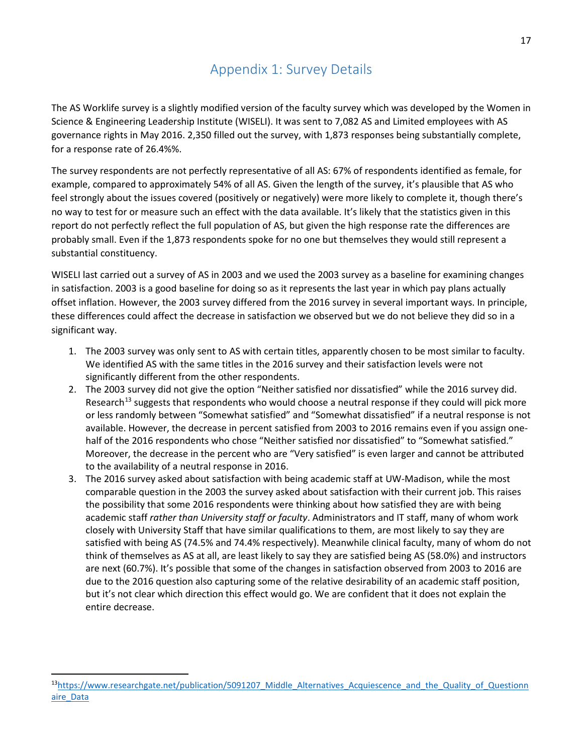# Appendix 1: Survey Details

The AS Worklife survey is a slightly modified version of the faculty survey which was developed by the Women in Science & Engineering Leadership Institute (WISELI). It was sent to 7,082 AS and Limited employees with AS governance rights in May 2016. 2,350 filled out the survey, with 1,873 responses being substantially complete, for a response rate of 26.4%%.

The survey respondents are not perfectly representative of all AS: 67% of respondents identified as female, for example, compared to approximately 54% of all AS. Given the length of the survey, it's plausible that AS who feel strongly about the issues covered (positively or negatively) were more likely to complete it, though there's no way to test for or measure such an effect with the data available. It's likely that the statistics given in this report do not perfectly reflect the full population of AS, but given the high response rate the differences are probably small. Even if the 1,873 respondents spoke for no one but themselves they would still represent a substantial constituency.

WISELI last carried out a survey of AS in 2003 and we used the 2003 survey as a baseline for examining changes in satisfaction. 2003 is a good baseline for doing so as it represents the last year in which pay plans actually offset inflation. However, the 2003 survey differed from the 2016 survey in several important ways. In principle, these differences could affect the decrease in satisfaction we observed but we do not believe they did so in a significant way.

1. The 2003 survey was only sent to AS with certain titles, apparently chosen to be most similar to faculty. We identified AS with the same titles in the 2016 survey and their satisfaction levels were not significantly different from the other respondents.
2. The 2003 survey did not give the option "Neither satisfied nor dissatisfied" while the 2016 survey did. Research[13] suggests that respondents who would choose a neutral response if they could will pick more or less randomly between "Somewhat satisfied" and "Somewhat dissatisfied" if a neutral response is not available. However, the decrease in percent satisfied from 2003 to 2016 remains even if you assign one-half of the 2016 respondents who chose "Neither satisfied nor dissatisfied" to "Somewhat satisfied." Moreover, the decrease in the percent who are "Very satisfied" is even larger and cannot be attributed to the availability of a neutral response in 2016.
3. The 2016 survey asked about satisfaction with being academic staff at UW-Madison, while the most comparable question in the 2003 the survey asked about satisfaction with their current job. This raises the possibility that some 2016 respondents were thinking about how satisfied they are with being academic staff *rather than University staff or faculty*. Administrators and IT staff, many of whom work closely with University Staff that have similar qualifications to them, are most likely to say they are satisfied with being AS (74.5% and 74.4% respectively). Meanwhile clinical faculty, many of whom do not think of themselves as AS at all, are least likely to say they are satisfied being AS (58.0%) and instructors are next (60.7%). It's possible that some of the changes in satisfaction observed from 2003 to 2016 are due to the 2016 question also capturing some of the relative desirability of an academic staff position, but it's not clear which direction this effect would go. We are confident that it does not explain the entire decrease.

---

[13] https://www.researchgate.net/publication/5091207_Middle_Alternatives_Acquiescence_and_the_Quality_of_Questionnaire_Data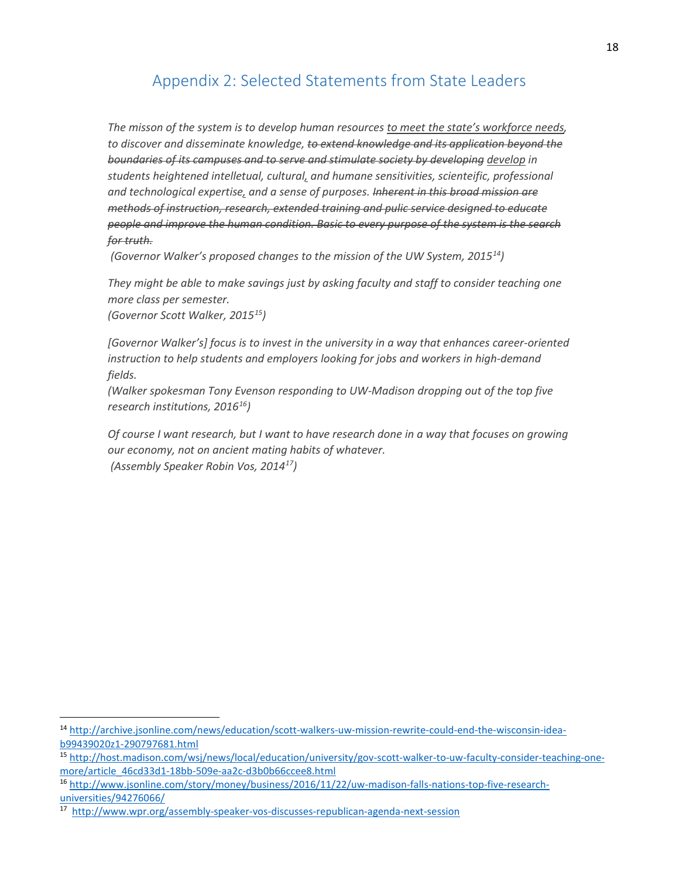## Appendix 2: Selected Statements from State Leaders

*The misson of the system is to develop human resources <u>to meet the state's workforce needs</u>, to discover and disseminate knowledge, ~~to extend knowledge and its application beyond the boundaries of its campuses and to serve and stimulate society by developing~~ <u>develop</u> in students heightened intelletual, cultural, and humane sensitivities, scienteific, professional and technological expertise, and a sense of purposes. ~~Inherent in this broad mission are methods of instruction, research, extended training and pulic service designed to educate people and improve the human condition. Basic to every purpose of the system is the search for truth.~~*
*(Governor Walker's proposed changes to the mission of the UW System, 2015[14])*

*They might be able to make savings just by asking faculty and staff to consider teaching one more class per semester.*
*(Governor Scott Walker, 2015[15])*

*[Governor Walker's] focus is to invest in the university in a way that enhances career-oriented instruction to help students and employers looking for jobs and workers in high-demand fields.*
*(Walker spokesman Tony Evenson responding to UW-Madison dropping out of the top five research institutions, 2016[16])*

*Of course I want research, but I want to have research done in a way that focuses on growing our economy, not on ancient mating habits of whatever.*
*(Assembly Speaker Robin Vos, 2014[17])*

---

[14] http://archive.jsonline.com/news/education/scott-walkers-uw-mission-rewrite-could-end-the-wisconsin-idea-b99439020z1-290797681.html

[15] http://host.madison.com/wsj/news/local/education/university/gov-scott-walker-to-uw-faculty-consider-teaching-one-more/article_46cd33d1-18bb-509e-aa2c-d3b0b66ccee8.html

[16] http://www.jsonline.com/story/money/business/2016/11/22/uw-madison-falls-nations-top-five-research-universities/94276066/

[17] http://www.wpr.org/assembly-speaker-vos-discusses-republican-agenda-next-session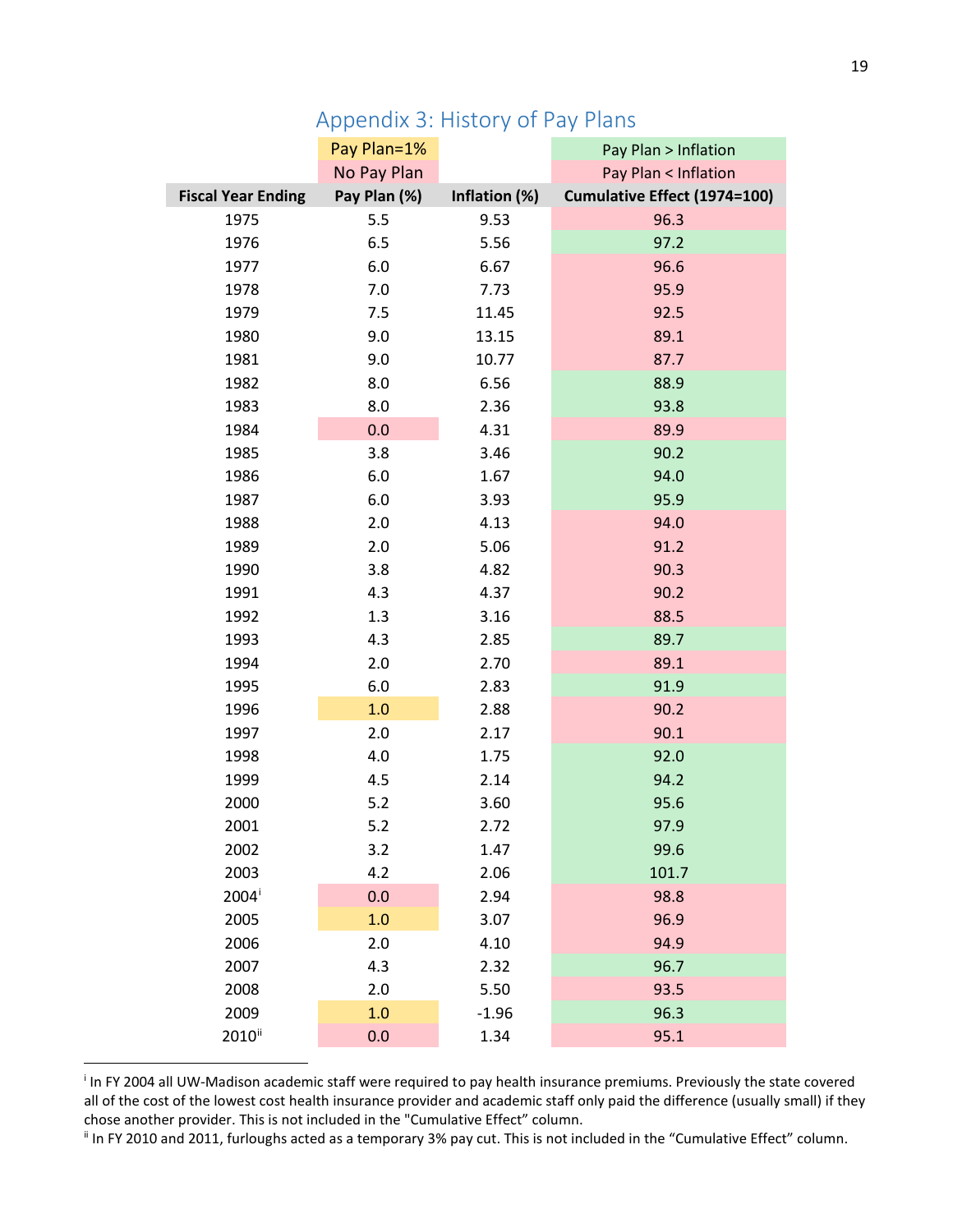## Appendix 3: History of Pay Plans

| | Pay Plan=1% | | Pay Plan > Inflation |
|---|---|---|---|
| | No Pay Plan | | Pay Plan < Inflation |
| **Fiscal Year Ending** | **Pay Plan (%)** | **Inflation (%)** | **Cumulative Effect (1974=100)** |
| 1975 | 5.5 | 9.53 | 96.3 |
| 1976 | 6.5 | 5.56 | 97.2 |
| 1977 | 6.0 | 6.67 | 96.6 |
| 1978 | 7.0 | 7.73 | 95.9 |
| 1979 | 7.5 | 11.45 | 92.5 |
| 1980 | 9.0 | 13.15 | 89.1 |
| 1981 | 9.0 | 10.77 | 87.7 |
| 1982 | 8.0 | 6.56 | 88.9 |
| 1983 | 8.0 | 2.36 | 93.8 |
| 1984 | 0.0 | 4.31 | 89.9 |
| 1985 | 3.8 | 3.46 | 90.2 |
| 1986 | 6.0 | 1.67 | 94.0 |
| 1987 | 6.0 | 3.93 | 95.9 |
| 1988 | 2.0 | 4.13 | 94.0 |
| 1989 | 2.0 | 5.06 | 91.2 |
| 1990 | 3.8 | 4.82 | 90.3 |
| 1991 | 4.3 | 4.37 | 90.2 |
| 1992 | 1.3 | 3.16 | 88.5 |
| 1993 | 4.3 | 2.85 | 89.7 |
| 1994 | 2.0 | 2.70 | 89.1 |
| 1995 | 6.0 | 2.83 | 91.9 |
| 1996 | 1.0 | 2.88 | 90.2 |
| 1997 | 2.0 | 2.17 | 90.1 |
| 1998 | 4.0 | 1.75 | 92.0 |
| 1999 | 4.5 | 2.14 | 94.2 |
| 2000 | 5.2 | 3.60 | 95.6 |
| 2001 | 5.2 | 2.72 | 97.9 |
| 2002 | 3.2 | 1.47 | 99.6 |
| 2003 | 4.2 | 2.06 | 101.7 |
| 2004[i] | 0.0 | 2.94 | 98.8 |
| 2005 | 1.0 | 3.07 | 96.9 |
| 2006 | 2.0 | 4.10 | 94.9 |
| 2007 | 4.3 | 2.32 | 96.7 |
| 2008 | 2.0 | 5.50 | 93.5 |
| 2009 | 1.0 | -1.96 | 96.3 |
| 2010[ii] | 0.0 | 1.34 | 95.1 |

[i] In FY 2004 all UW-Madison academic staff were required to pay health insurance premiums. Previously the state covered all of the cost of the lowest cost health insurance provider and academic staff only paid the difference (usually small) if they chose another provider. This is not included in the "Cumulative Effect" column.

[ii] In FY 2010 and 2011, furloughs acted as a temporary 3% pay cut. This is not included in the "Cumulative Effect" column.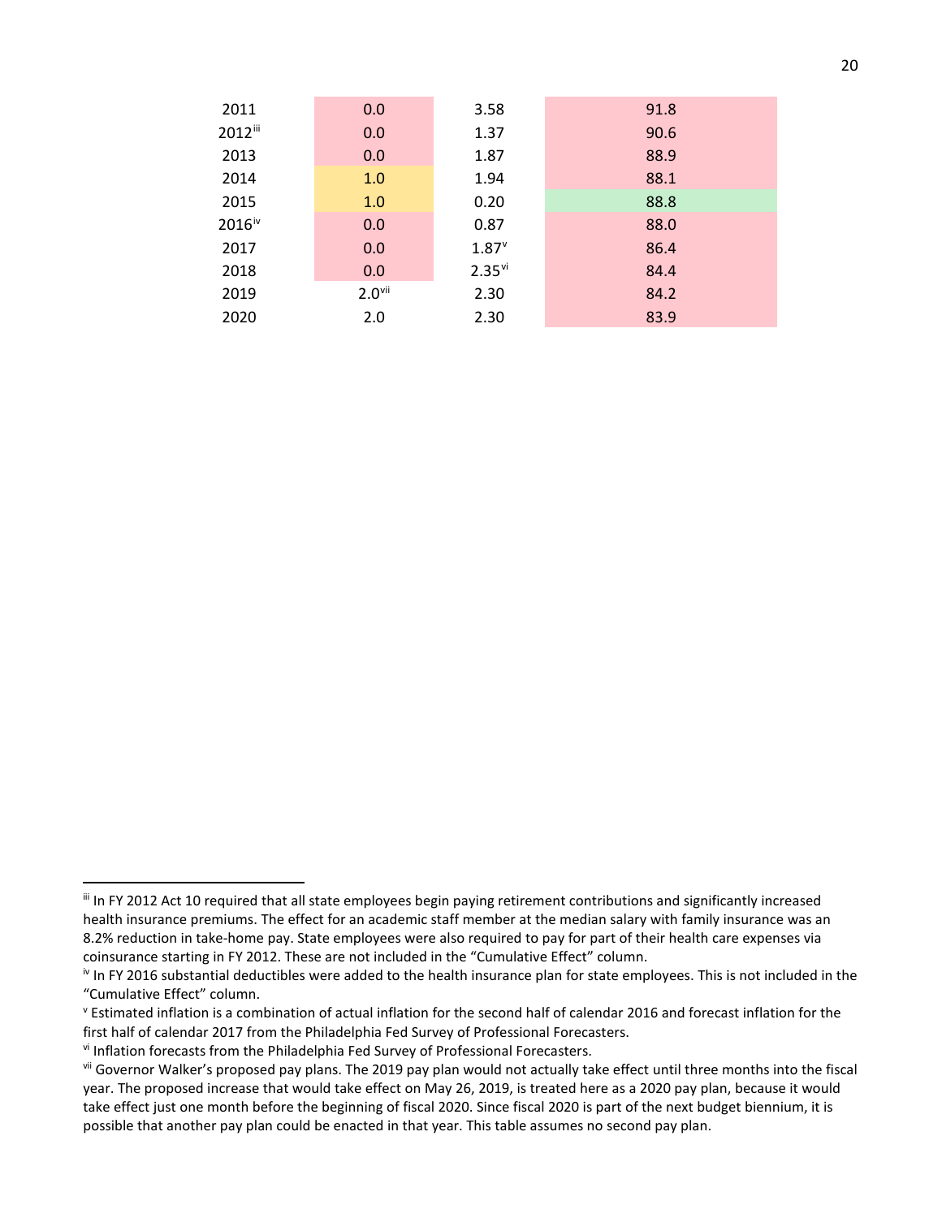| | | | |
|---|---|---|---|
| 2011 | 0.0 | 3.58 | 91.8 |
| 2012[iii] | 0.0 | 1.37 | 90.6 |
| 2013 | 0.0 | 1.87 | 88.9 |
| 2014 | 1.0 | 1.94 | 88.1 |
| 2015 | 1.0 | 0.20 | 88.8 |
| 2016[iv] | 0.0 | 0.87 | 88.0 |
| 2017 | 0.0 | 1.87[v] | 86.4 |
| 2018 | 0.0 | 2.35[vi] | 84.4 |
| 2019 | 2.0[vii] | 2.30 | 84.2 |
| 2020 | 2.0 | 2.30 | 83.9 |

---

[iii] In FY 2012 Act 10 required that all state employees begin paying retirement contributions and significantly increased health insurance premiums. The effect for an academic staff member at the median salary with family insurance was an 8.2% reduction in take-home pay. State employees were also required to pay for part of their health care expenses via coinsurance starting in FY 2012. These are not included in the "Cumulative Effect" column.

[iv] In FY 2016 substantial deductibles were added to the health insurance plan for state employees. This is not included in the "Cumulative Effect" column.

[v] Estimated inflation is a combination of actual inflation for the second half of calendar 2016 and forecast inflation for the first half of calendar 2017 from the Philadelphia Fed Survey of Professional Forecasters.

[vi] Inflation forecasts from the Philadelphia Fed Survey of Professional Forecasters.

[vii] Governor Walker's proposed pay plans. The 2019 pay plan would not actually take effect until three months into the fiscal year. The proposed increase that would take effect on May 26, 2019, is treated here as a 2020 pay plan, because it would take effect just one month before the beginning of fiscal 2020. Since fiscal 2020 is part of the next budget biennium, it is possible that another pay plan could be enacted in that year. This table assumes no second pay plan.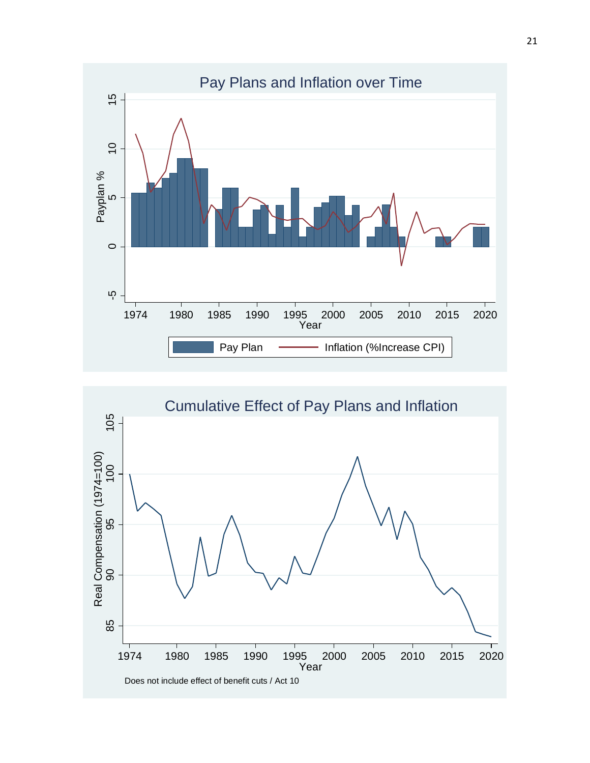Pay Plans and Inflation over Time

Cumulative Effect of Pay Plans and Inflation

Does not include effect of benefit cuts / Act 10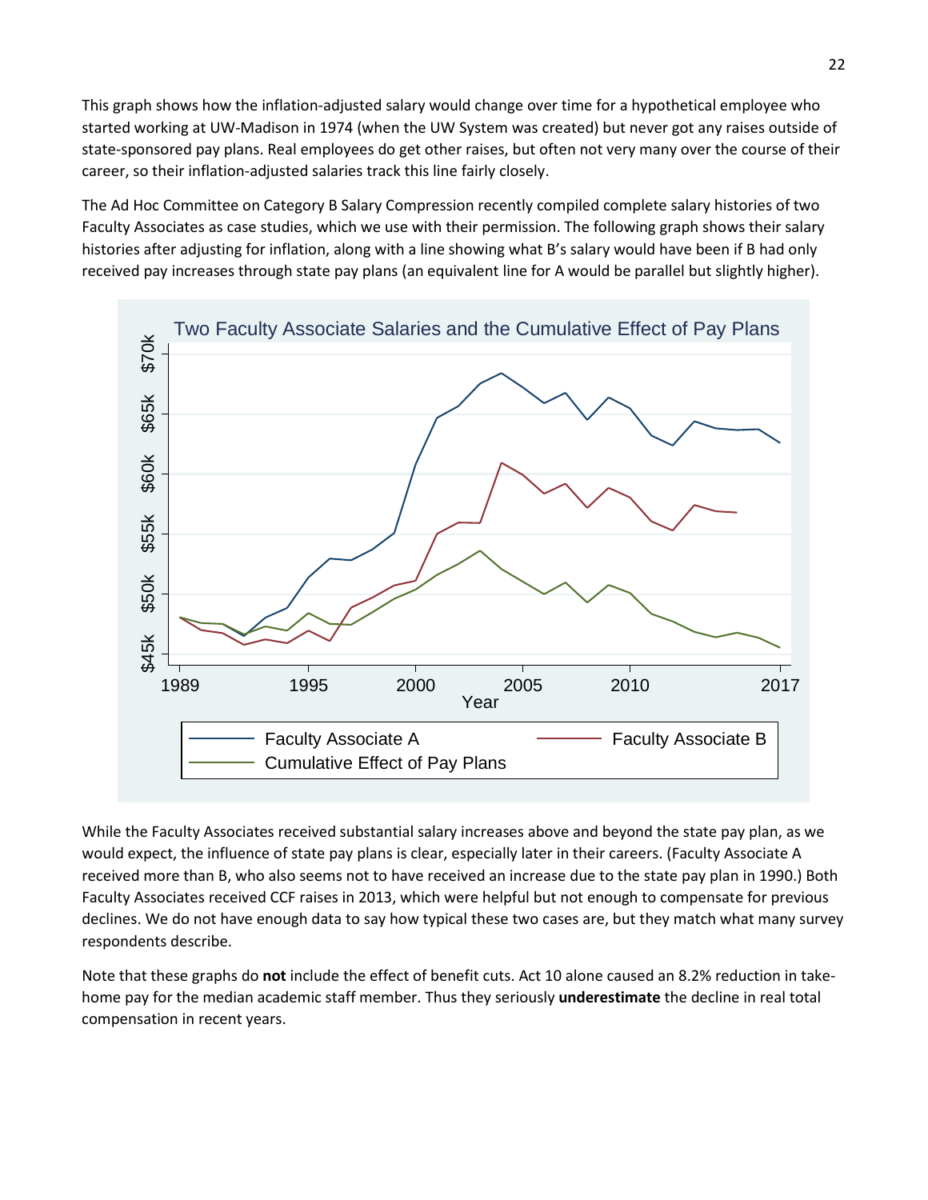This graph shows how the inflation-adjusted salary would change over time for a hypothetical employee who started working at UW-Madison in 1974 (when the UW System was created) but never got any raises outside of state-sponsored pay plans. Real employees do get other raises, but often not very many over the course of their career, so their inflation-adjusted salaries track this line fairly closely.

The Ad Hoc Committee on Category B Salary Compression recently compiled complete salary histories of two Faculty Associates as case studies, which we use with their permission. The following graph shows their salary histories after adjusting for inflation, along with a line showing what B's salary would have been if B had only received pay increases through state pay plans (an equivalent line for A would be parallel but slightly higher).

Two Faculty Associate Salaries and the Cumulative Effect of Pay Plans

$70k
$65k
$60k
$55k
$50k
$45k

1989
1995
2000
2005
2010
2017

Year

Faculty Associate A
Faculty Associate B
Cumulative Effect of Pay Plans

While the Faculty Associates received substantial salary increases above and beyond the state pay plan, as we would expect, the influence of state pay plans is clear, especially later in their careers. (Faculty Associate A received more than B, who also seems not to have received an increase due to the state pay plan in 1990.) Both Faculty Associates received CCF raises in 2013, which were helpful but not enough to compensate for previous declines. We do not have enough data to say how typical these two cases are, but they match what many survey respondents describe.

Note that these graphs do **not** include the effect of benefit cuts. Act 10 alone caused an 8.2% reduction in take-home pay for the median academic staff member. Thus they seriously **underestimate** the decline in real total compensation in recent years.